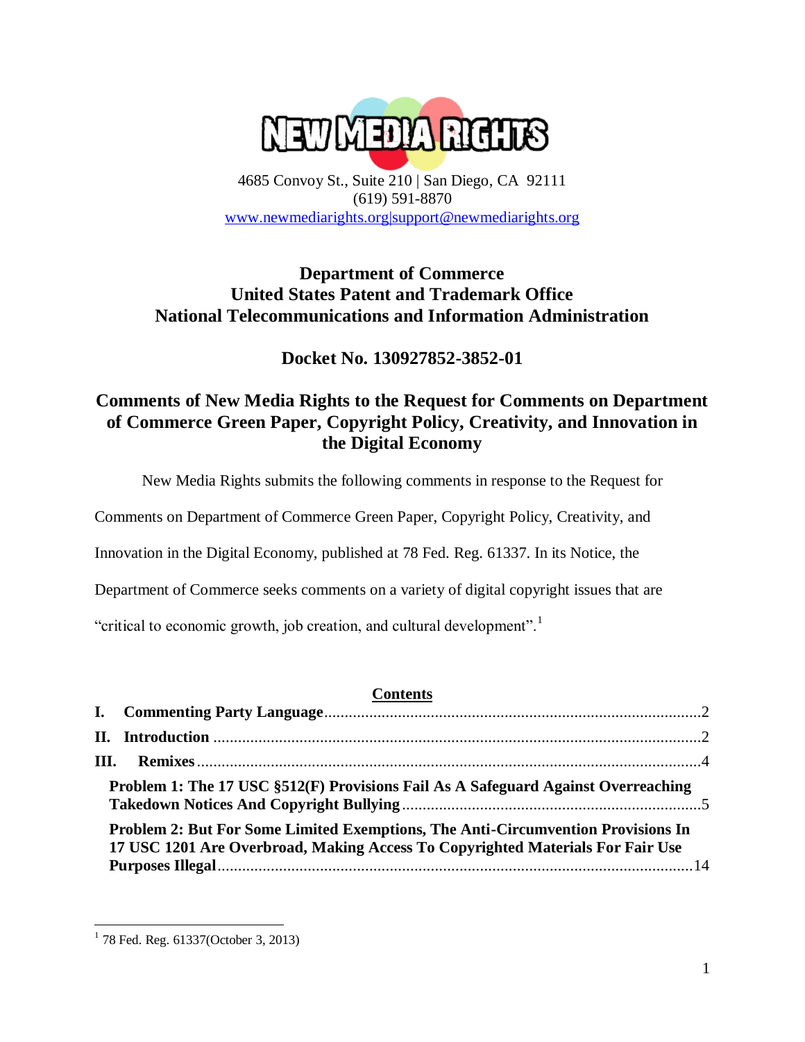NEW MEDIA RIGHTS

4685 Convoy St., Suite 210 | San Diego, CA 92111
(619) 591-8870
www.newmediarights.org|support@newmediarights.org

## Department of Commerce
## United States Patent and Trademark Office
## National Telecommunications and Information Administration

## Docket No. 130927852-3852-01

# Comments of New Media Rights to the Request for Comments on Department of Commerce Green Paper, Copyright Policy, Creativity, and Innovation in the Digital Economy

New Media Rights submits the following comments in response to the Request for Comments on Department of Commerce Green Paper, Copyright Policy, Creativity, and Innovation in the Digital Economy, published at 78 Fed. Reg. 61337. In its Notice, the Department of Commerce seeks comments on a variety of digital copyright issues that are "critical to economic growth, job creation, and cultural development".[1]

**Contents**

**I. Commenting Party Language** .......... 2

**II. Introduction** .......... 2

**III. Remixes** .......... 4

**Problem 1: The 17 USC §512(F) Provisions Fail As A Safeguard Against Overreaching Takedown Notices And Copyright Bullying** .......... 5

**Problem 2: But For Some Limited Exemptions, The Anti-Circumvention Provisions In 17 USC 1201 Are Overbroad, Making Access To Copyrighted Materials For Fair Use Purposes Illegal** .......... 14

[1] 78 Fed. Reg. 61337(October 3, 2013)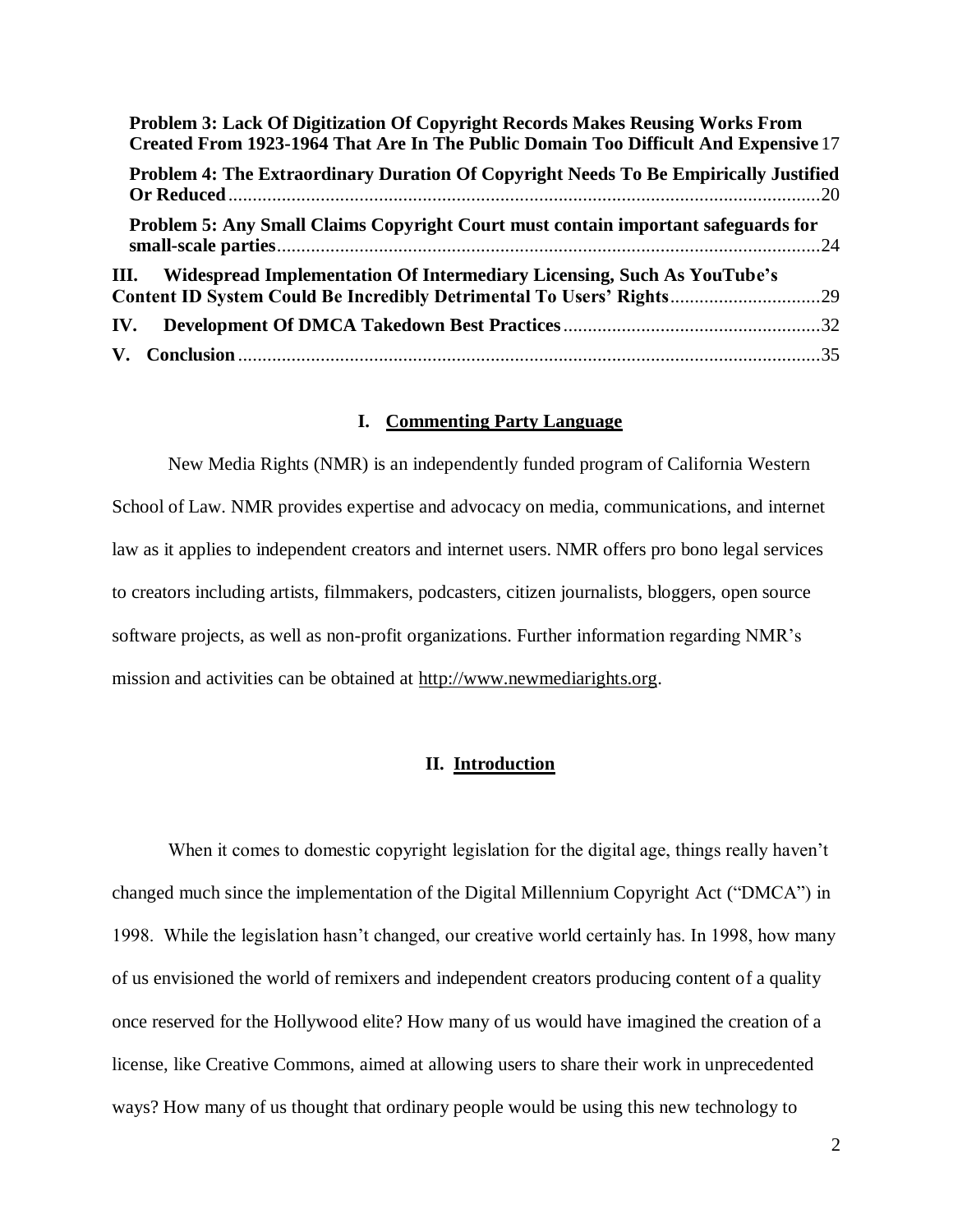**Problem 3: Lack Of Digitization Of Copyright Records Makes Reusing Works From Created From 1923-1964 That Are In The Public Domain Too Difficult And Expensive** 17

**Problem 4: The Extraordinary Duration Of Copyright Needs To Be Empirically Justified Or Reduced** 20

**Problem 5: Any Small Claims Copyright Court must contain important safeguards for small-scale parties** 24

**III. Widespread Implementation Of Intermediary Licensing, Such As YouTube's Content ID System Could Be Incredibly Detrimental To Users' Rights** 29

**IV. Development Of DMCA Takedown Best Practices** 32

**V. Conclusion** 35

## I. Commenting Party Language

New Media Rights (NMR) is an independently funded program of California Western School of Law. NMR provides expertise and advocacy on media, communications, and internet law as it applies to independent creators and internet users. NMR offers pro bono legal services to creators including artists, filmmakers, podcasters, citizen journalists, bloggers, open source software projects, as well as non-profit organizations. Further information regarding NMR's mission and activities can be obtained at http://www.newmediarights.org.

## II. Introduction

When it comes to domestic copyright legislation for the digital age, things really haven't changed much since the implementation of the Digital Millennium Copyright Act ("DMCA") in 1998. While the legislation hasn't changed, our creative world certainly has. In 1998, how many of us envisioned the world of remixers and independent creators producing content of a quality once reserved for the Hollywood elite? How many of us would have imagined the creation of a license, like Creative Commons, aimed at allowing users to share their work in unprecedented ways? How many of us thought that ordinary people would be using this new technology to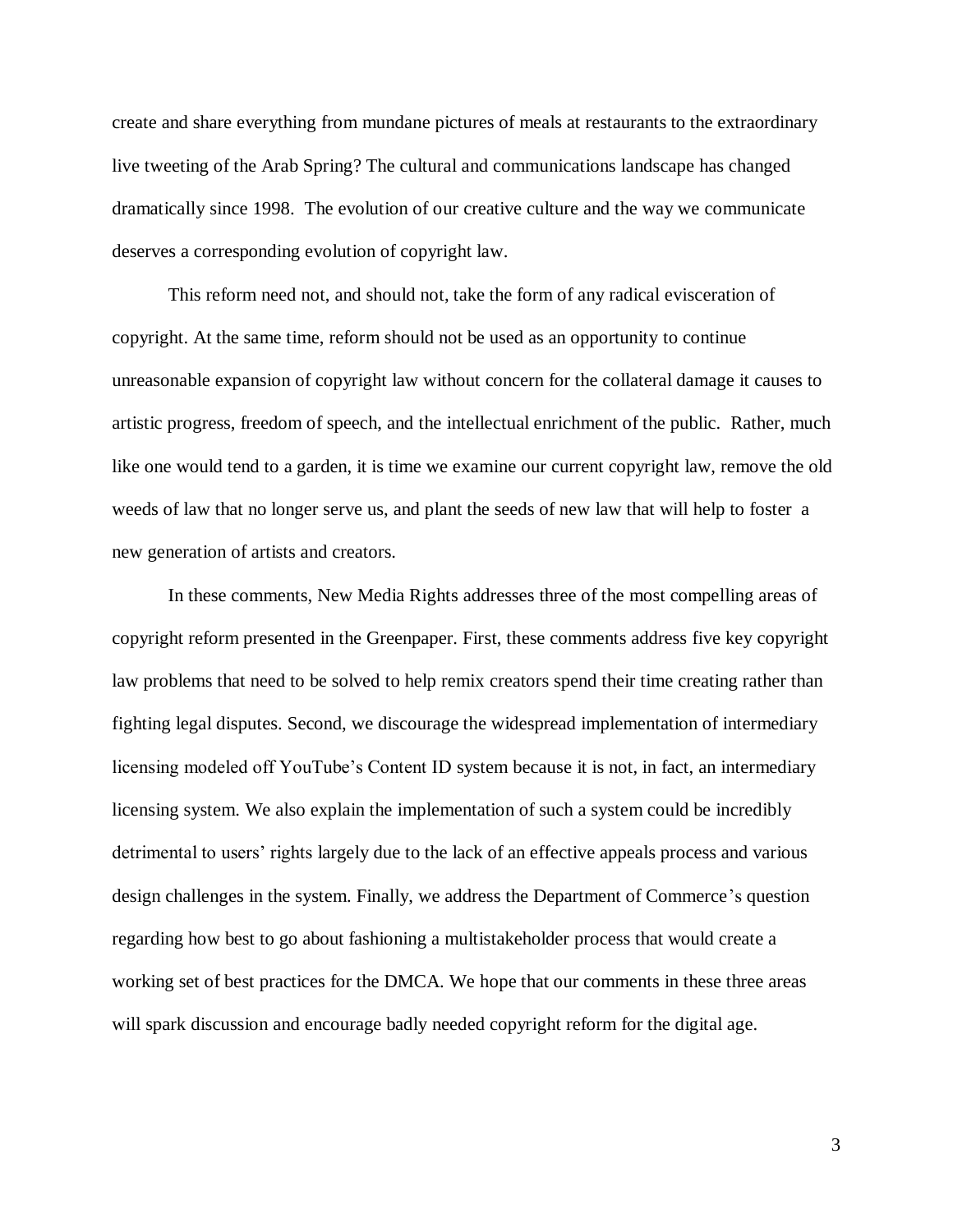create and share everything from mundane pictures of meals at restaurants to the extraordinary live tweeting of the Arab Spring? The cultural and communications landscape has changed dramatically since 1998. The evolution of our creative culture and the way we communicate deserves a corresponding evolution of copyright law.

This reform need not, and should not, take the form of any radical evisceration of copyright. At the same time, reform should not be used as an opportunity to continue unreasonable expansion of copyright law without concern for the collateral damage it causes to artistic progress, freedom of speech, and the intellectual enrichment of the public. Rather, much like one would tend to a garden, it is time we examine our current copyright law, remove the old weeds of law that no longer serve us, and plant the seeds of new law that will help to foster a new generation of artists and creators.

In these comments, New Media Rights addresses three of the most compelling areas of copyright reform presented in the Greenpaper. First, these comments address five key copyright law problems that need to be solved to help remix creators spend their time creating rather than fighting legal disputes. Second, we discourage the widespread implementation of intermediary licensing modeled off YouTube's Content ID system because it is not, in fact, an intermediary licensing system. We also explain the implementation of such a system could be incredibly detrimental to users' rights largely due to the lack of an effective appeals process and various design challenges in the system. Finally, we address the Department of Commerce's question regarding how best to go about fashioning a multistakeholder process that would create a working set of best practices for the DMCA. We hope that our comments in these three areas will spark discussion and encourage badly needed copyright reform for the digital age.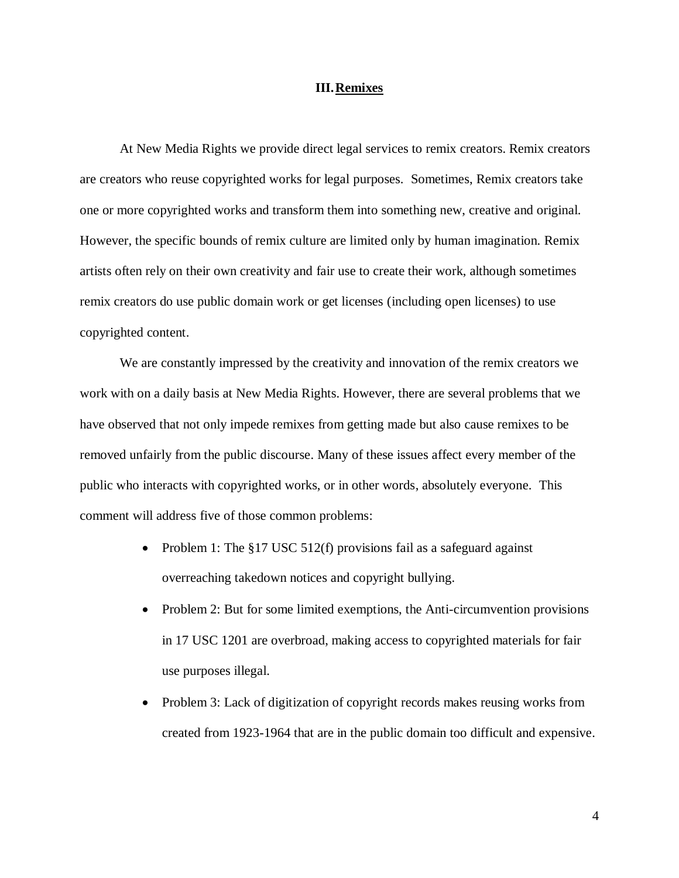## III. Remixes

At New Media Rights we provide direct legal services to remix creators. Remix creators are creators who reuse copyrighted works for legal purposes. Sometimes, Remix creators take one or more copyrighted works and transform them into something new, creative and original. However, the specific bounds of remix culture are limited only by human imagination. Remix artists often rely on their own creativity and fair use to create their work, although sometimes remix creators do use public domain work or get licenses (including open licenses) to use copyrighted content.

We are constantly impressed by the creativity and innovation of the remix creators we work with on a daily basis at New Media Rights. However, there are several problems that we have observed that not only impede remixes from getting made but also cause remixes to be removed unfairly from the public discourse. Many of these issues affect every member of the public who interacts with copyrighted works, or in other words, absolutely everyone. This comment will address five of those common problems:

- Problem 1: The §17 USC 512(f) provisions fail as a safeguard against overreaching takedown notices and copyright bullying.
- Problem 2: But for some limited exemptions, the Anti-circumvention provisions in 17 USC 1201 are overbroad, making access to copyrighted materials for fair use purposes illegal.
- Problem 3: Lack of digitization of copyright records makes reusing works from created from 1923-1964 that are in the public domain too difficult and expensive.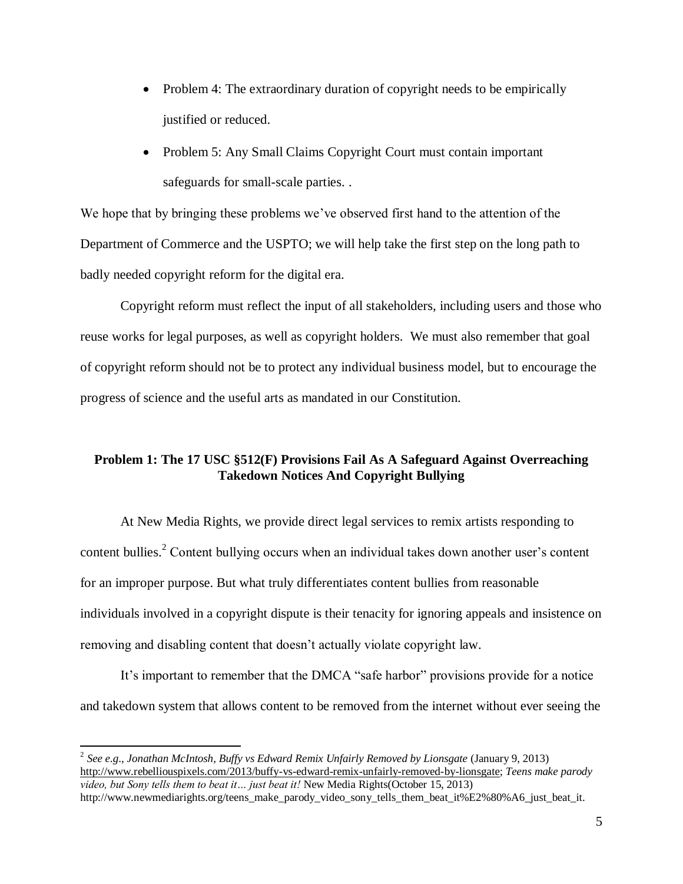- Problem 4: The extraordinary duration of copyright needs to be empirically justified or reduced.
- Problem 5: Any Small Claims Copyright Court must contain important safeguards for small-scale parties. .

We hope that by bringing these problems we've observed first hand to the attention of the Department of Commerce and the USPTO; we will help take the first step on the long path to badly needed copyright reform for the digital era.

Copyright reform must reflect the input of all stakeholders, including users and those who reuse works for legal purposes, as well as copyright holders. We must also remember that goal of copyright reform should not be to protect any individual business model, but to encourage the progress of science and the useful arts as mandated in our Constitution.

### Problem 1: The 17 USC §512(F) Provisions Fail As A Safeguard Against Overreaching Takedown Notices And Copyright Bullying

At New Media Rights, we provide direct legal services to remix artists responding to content bullies.[2] Content bullying occurs when an individual takes down another user's content for an improper purpose. But what truly differentiates content bullies from reasonable individuals involved in a copyright dispute is their tenacity for ignoring appeals and insistence on removing and disabling content that doesn't actually violate copyright law.

It's important to remember that the DMCA "safe harbor" provisions provide for a notice and takedown system that allows content to be removed from the internet without ever seeing the

---

[2] *See e.g., Jonathan McIntosh, Buffy vs Edward Remix Unfairly Removed by Lionsgate* (January 9, 2013) http://www.rebelliouspixels.com/2013/buffy-vs-edward-remix-unfairly-removed-by-lionsgate; *Teens make parody video, but Sony tells them to beat it… just beat it!* New Media Rights(October 15, 2013) http://www.newmediarights.org/teens_make_parody_video_sony_tells_them_beat_it%E2%80%A6_just_beat_it.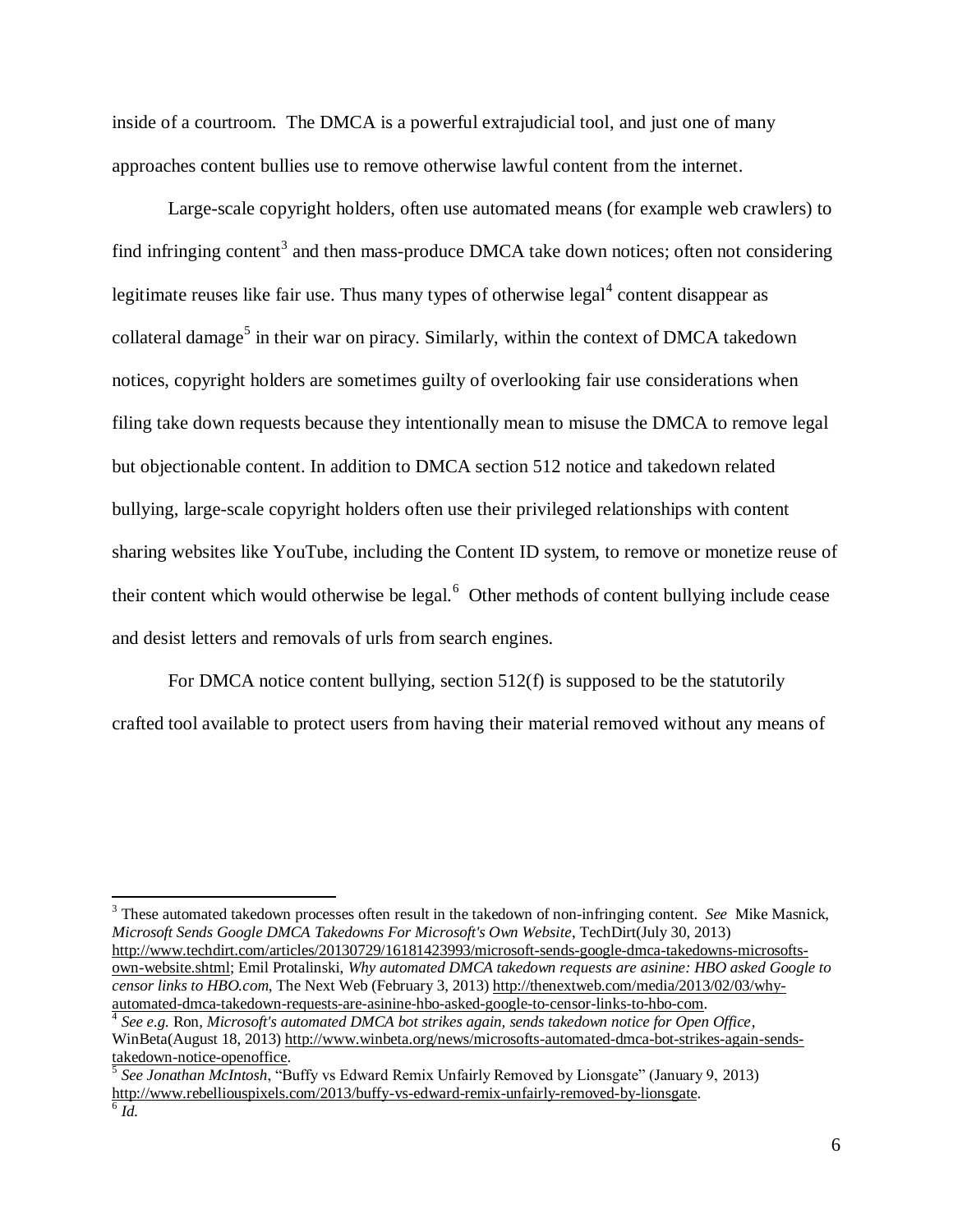inside of a courtroom. The DMCA is a powerful extrajudicial tool, and just one of many approaches content bullies use to remove otherwise lawful content from the internet.

Large-scale copyright holders, often use automated means (for example web crawlers) to find infringing content[3] and then mass-produce DMCA take down notices; often not considering legitimate reuses like fair use. Thus many types of otherwise legal[4] content disappear as collateral damage[5] in their war on piracy. Similarly, within the context of DMCA takedown notices, copyright holders are sometimes guilty of overlooking fair use considerations when filing take down requests because they intentionally mean to misuse the DMCA to remove legal but objectionable content. In addition to DMCA section 512 notice and takedown related bullying, large-scale copyright holders often use their privileged relationships with content sharing websites like YouTube, including the Content ID system, to remove or monetize reuse of their content which would otherwise be legal.[6] Other methods of content bullying include cease and desist letters and removals of urls from search engines.

For DMCA notice content bullying, section 512(f) is supposed to be the statutorily crafted tool available to protect users from having their material removed without any means of

---

[3] These automated takedown processes often result in the takedown of non-infringing content. *See* Mike Masnick, *Microsoft Sends Google DMCA Takedowns For Microsoft's Own Website*, TechDirt(July 30, 2013) http://www.techdirt.com/articles/20130729/16181423993/microsoft-sends-google-dmca-takedowns-microsofts-own-website.shtml; Emil Protalinski, *Why automated DMCA takedown requests are asinine: HBO asked Google to censor links to HBO.com*, The Next Web (February 3, 2013) http://thenextweb.com/media/2013/02/03/why-automated-dmca-takedown-requests-are-asinine-hbo-asked-google-to-censor-links-to-hbo-com.

[4] *See e.g.* Ron, *Microsoft's automated DMCA bot strikes again, sends takedown notice for Open Office*, WinBeta(August 18, 2013) http://www.winbeta.org/news/microsofts-automated-dmca-bot-strikes-again-sends-takedown-notice-openoffice.

[5] *See Jonathan McIntosh*, "Buffy vs Edward Remix Unfairly Removed by Lionsgate" (January 9, 2013) http://www.rebelliouspixels.com/2013/buffy-vs-edward-remix-unfairly-removed-by-lionsgate.

[6] *Id.*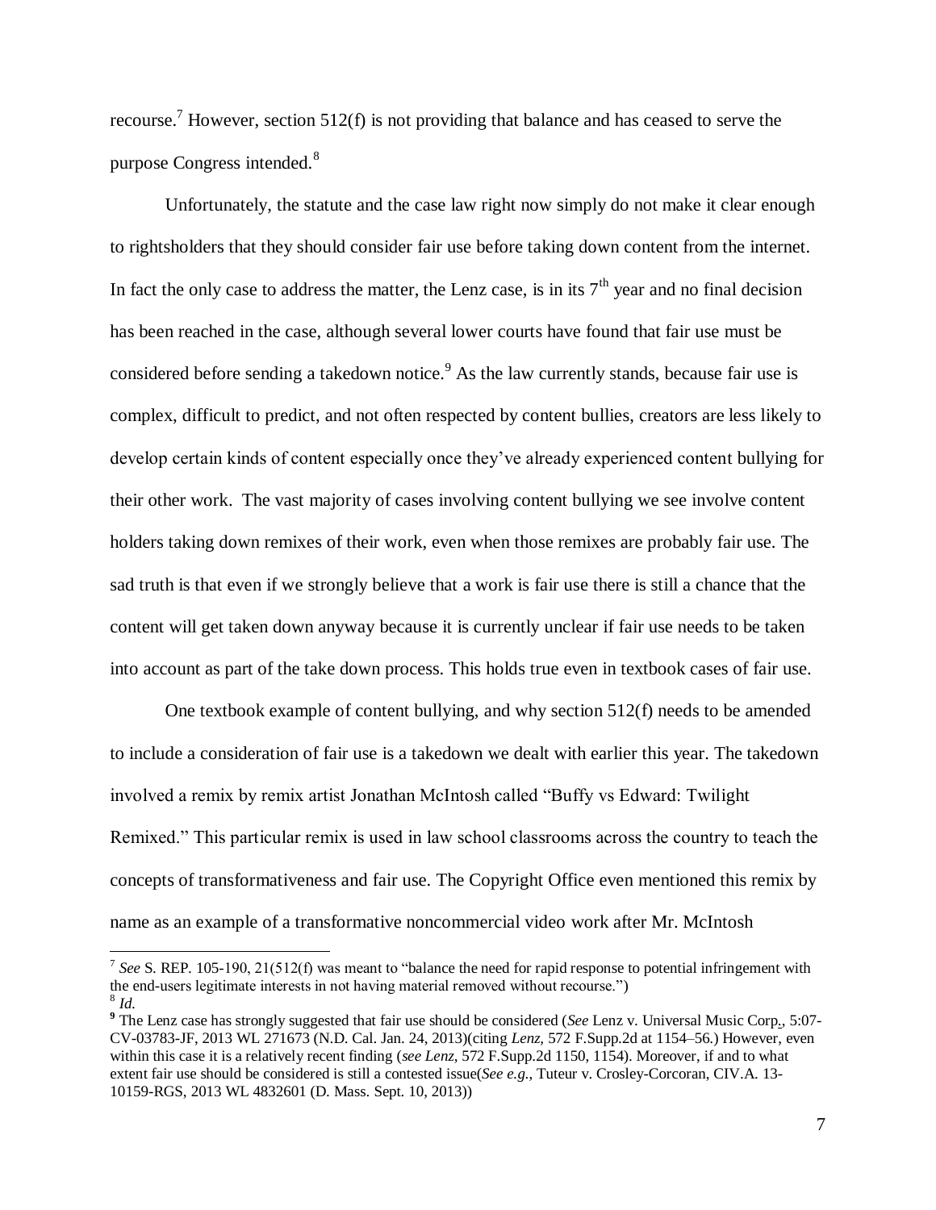recourse.[7] However, section 512(f) is not providing that balance and has ceased to serve the purpose Congress intended.[8]

Unfortunately, the statute and the case law right now simply do not make it clear enough to rightsholders that they should consider fair use before taking down content from the internet. In fact the only case to address the matter, the Lenz case, is in its 7th year and no final decision has been reached in the case, although several lower courts have found that fair use must be considered before sending a takedown notice.[9] As the law currently stands, because fair use is complex, difficult to predict, and not often respected by content bullies, creators are less likely to develop certain kinds of content especially once they've already experienced content bullying for their other work. The vast majority of cases involving content bullying we see involve content holders taking down remixes of their work, even when those remixes are probably fair use. The sad truth is that even if we strongly believe that a work is fair use there is still a chance that the content will get taken down anyway because it is currently unclear if fair use needs to be taken into account as part of the take down process. This holds true even in textbook cases of fair use.

One textbook example of content bullying, and why section 512(f) needs to be amended to include a consideration of fair use is a takedown we dealt with earlier this year. The takedown involved a remix by remix artist Jonathan McIntosh called "Buffy vs Edward: Twilight Remixed." This particular remix is used in law school classrooms across the country to teach the concepts of transformativeness and fair use. The Copyright Office even mentioned this remix by name as an example of a transformative noncommercial video work after Mr. McIntosh

---

[7] *See* S. REP. 105-190, 21(512(f) was meant to "balance the need for rapid response to potential infringement with the end-users legitimate interests in not having material removed without recourse.")

[8] *Id.*

[9] The Lenz case has strongly suggested that fair use should be considered (*See* Lenz v. Universal Music Corp., 5:07-CV-03783-JF, 2013 WL 271673 (N.D. Cal. Jan. 24, 2013)(citing *Lenz,* 572 F.Supp.2d at 1154–56.) However, even within this case it is a relatively recent finding (*see Lenz*, 572 F.Supp.2d 1150, 1154). Moreover, if and to what extent fair use should be considered is still a contested issue(*See e.g.,* Tuteur v. Crosley-Corcoran, CIV.A. 13-10159-RGS, 2013 WL 4832601 (D. Mass. Sept. 10, 2013))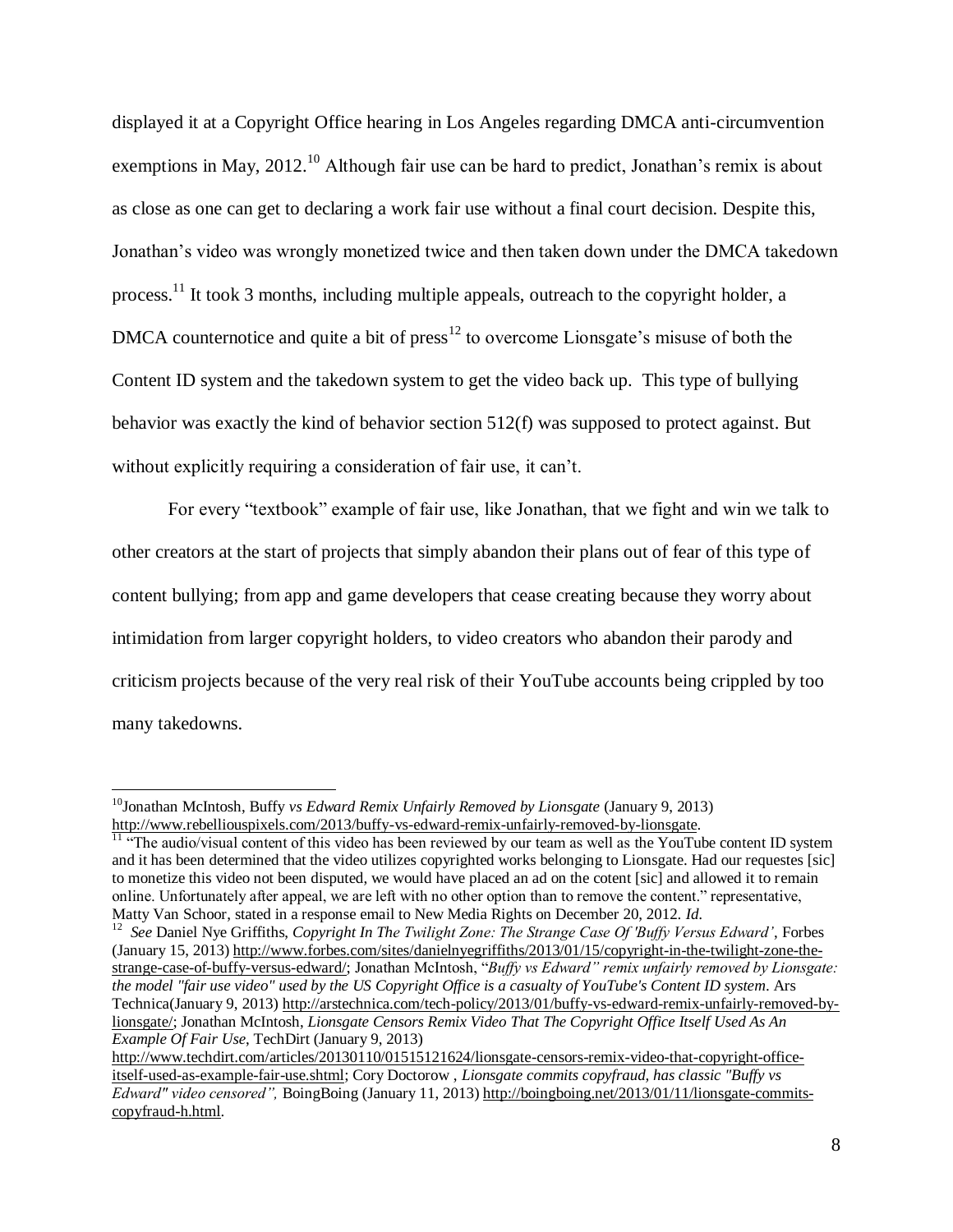displayed it at a Copyright Office hearing in Los Angeles regarding DMCA anti-circumvention exemptions in May, 2012.[10] Although fair use can be hard to predict, Jonathan's remix is about as close as one can get to declaring a work fair use without a final court decision. Despite this, Jonathan's video was wrongly monetized twice and then taken down under the DMCA takedown process.[11] It took 3 months, including multiple appeals, outreach to the copyright holder, a DMCA counternotice and quite a bit of press[12] to overcome Lionsgate's misuse of both the Content ID system and the takedown system to get the video back up. This type of bullying behavior was exactly the kind of behavior section 512(f) was supposed to protect against. But without explicitly requiring a consideration of fair use, it can't.

For every "textbook" example of fair use, like Jonathan, that we fight and win we talk to other creators at the start of projects that simply abandon their plans out of fear of this type of content bullying; from app and game developers that cease creating because they worry about intimidation from larger copyright holders, to video creators who abandon their parody and criticism projects because of the very real risk of their YouTube accounts being crippled by too many takedowns.

---

[10] Jonathan McIntosh, Buffy *vs Edward Remix Unfairly Removed by Lionsgate* (January 9, 2013) http://www.rebelliouspixels.com/2013/buffy-vs-edward-remix-unfairly-removed-by-lionsgate.

[11] "The audio/visual content of this video has been reviewed by our team as well as the YouTube content ID system and it has been determined that the video utilizes copyrighted works belonging to Lionsgate. Had our requestes [sic] to monetize this video not been disputed, we would have placed an ad on the cotent [sic] and allowed it to remain online. Unfortunately after appeal, we are left with no other option than to remove the content." representative, Matty Van Schoor, stated in a response email to New Media Rights on December 20, 2012. *Id.*

[12] *See* Daniel Nye Griffiths, *Copyright In The Twilight Zone: The Strange Case Of 'Buffy Versus Edward'*, Forbes (January 15, 2013) http://www.forbes.com/sites/danielnyegriffiths/2013/01/15/copyright-in-the-twilight-zone-the-strange-case-of-buffy-versus-edward/; Jonathan McIntosh, "*Buffy vs Edward" remix unfairly removed by Lionsgate: the model "fair use video" used by the US Copyright Office is a casualty of YouTube's Content ID system*. Ars Technica(January 9, 2013) http://arstechnica.com/tech-policy/2013/01/buffy-vs-edward-remix-unfairly-removed-by-lionsgate/; Jonathan McIntosh, *Lionsgate Censors Remix Video That The Copyright Office Itself Used As An Example Of Fair Use*, TechDirt (January 9, 2013) http://www.techdirt.com/articles/20130110/01515121624/lionsgate-censors-remix-video-that-copyright-office-itself-used-as-example-fair-use.shtml; Cory Doctorow , *Lionsgate commits copyfraud, has classic "Buffy vs Edward" video censored",* BoingBoing (January 11, 2013) http://boingboing.net/2013/01/11/lionsgate-commits-copyfraud-h.html.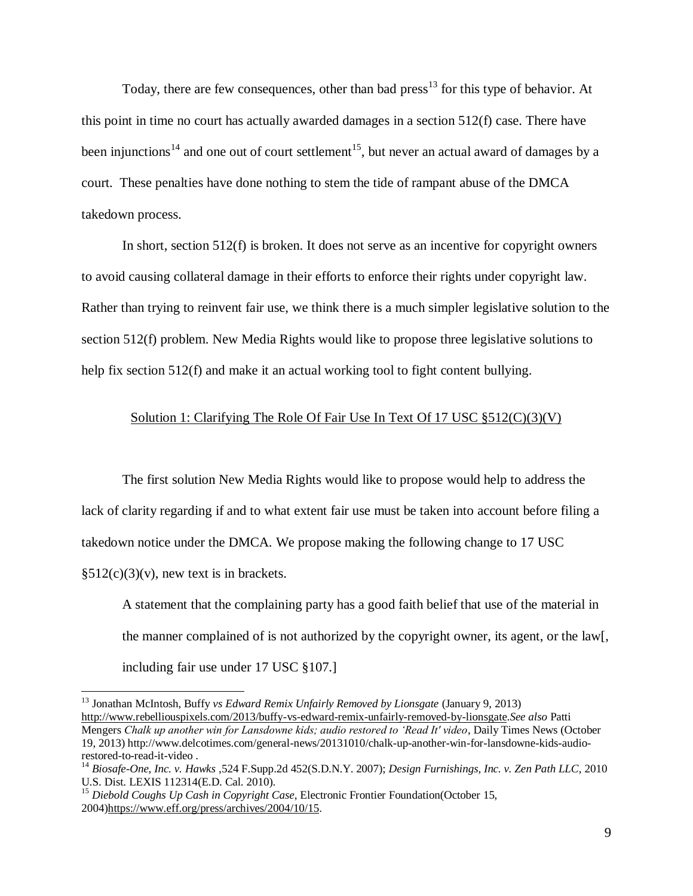Today, there are few consequences, other than bad press[13] for this type of behavior. At this point in time no court has actually awarded damages in a section 512(f) case. There have been injunctions[14] and one out of court settlement[15], but never an actual award of damages by a court. These penalties have done nothing to stem the tide of rampant abuse of the DMCA takedown process.

In short, section 512(f) is broken. It does not serve as an incentive for copyright owners to avoid causing collateral damage in their efforts to enforce their rights under copyright law. Rather than trying to reinvent fair use, we think there is a much simpler legislative solution to the section 512(f) problem. New Media Rights would like to propose three legislative solutions to help fix section 512(f) and make it an actual working tool to fight content bullying.

## Solution 1: Clarifying The Role Of Fair Use In Text Of 17 USC §512(C)(3)(V)

The first solution New Media Rights would like to propose would help to address the lack of clarity regarding if and to what extent fair use must be taken into account before filing a takedown notice under the DMCA. We propose making the following change to 17 USC §512(c)(3)(v), new text is in brackets.

> A statement that the complaining party has a good faith belief that use of the material in the manner complained of is not authorized by the copyright owner, its agent, or the law[, including fair use under 17 USC §107.]

---

[13] Jonathan McIntosh, Buffy *vs Edward Remix Unfairly Removed by Lionsgate* (January 9, 2013) http://www.rebelliouspixels.com/2013/buffy-vs-edward-remix-unfairly-removed-by-lionsgate.*See also* Patti Mengers *Chalk up another win for Lansdowne kids; audio restored to 'Read It' video*, Daily Times News (October 19, 2013) http://www.delcotimes.com/general-news/20131010/chalk-up-another-win-for-lansdowne-kids-audio-restored-to-read-it-video .

[14] *Biosafe-One, Inc. v. Hawks* ,524 F.Supp.2d 452(S.D.N.Y. 2007); *Design Furnishings, Inc. v. Zen Path LLC*, 2010 U.S. Dist. LEXIS 112314(E.D. Cal. 2010).

[15] *Diebold Coughs Up Cash in Copyright Case*, Electronic Frontier Foundation(October 15, 2004)https://www.eff.org/press/archives/2004/10/15.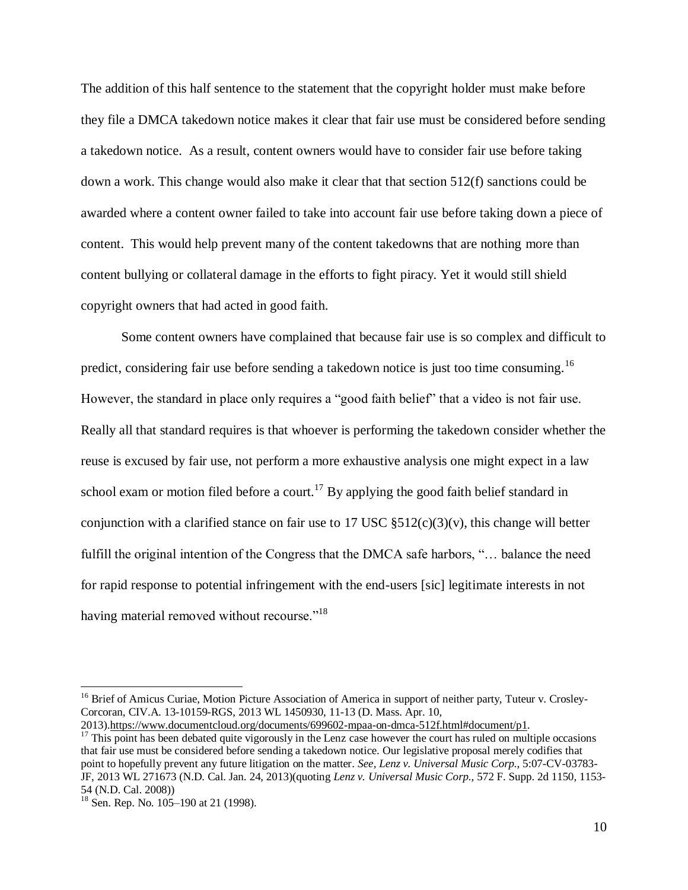The addition of this half sentence to the statement that the copyright holder must make before they file a DMCA takedown notice makes it clear that fair use must be considered before sending a takedown notice. As a result, content owners would have to consider fair use before taking down a work. This change would also make it clear that that section 512(f) sanctions could be awarded where a content owner failed to take into account fair use before taking down a piece of content. This would help prevent many of the content takedowns that are nothing more than content bullying or collateral damage in the efforts to fight piracy. Yet it would still shield copyright owners that had acted in good faith.

Some content owners have complained that because fair use is so complex and difficult to predict, considering fair use before sending a takedown notice is just too time consuming.[16] However, the standard in place only requires a "good faith belief" that a video is not fair use. Really all that standard requires is that whoever is performing the takedown consider whether the reuse is excused by fair use, not perform a more exhaustive analysis one might expect in a law school exam or motion filed before a court.[17] By applying the good faith belief standard in conjunction with a clarified stance on fair use to 17 USC §512(c)(3)(v), this change will better fulfill the original intention of the Congress that the DMCA safe harbors, "… balance the need for rapid response to potential infringement with the end-users [sic] legitimate interests in not having material removed without recourse."[18]

---

[16] Brief of Amicus Curiae, Motion Picture Association of America in support of neither party, Tuteur v. Crosley-Corcoran, CIV.A. 13-10159-RGS, 2013 WL 1450930, 11-13 (D. Mass. Apr. 10, 2013).https://www.documentcloud.org/documents/699602-mpaa-on-dmca-512f.html#document/p1.

[17] This point has been debated quite vigorously in the Lenz case however the court has ruled on multiple occasions that fair use must be considered before sending a takedown notice. Our legislative proposal merely codifies that point to hopefully prevent any future litigation on the matter. *See*, *Lenz v. Universal Music Corp.,* 5:07-CV-03783-JF, 2013 WL 271673 (N.D. Cal. Jan. 24, 2013)(quoting *Lenz v. Universal Music Corp.,* 572 F. Supp. 2d 1150, 1153-54 (N.D. Cal. 2008))

[18] Sen. Rep. No. 105–190 at 21 (1998).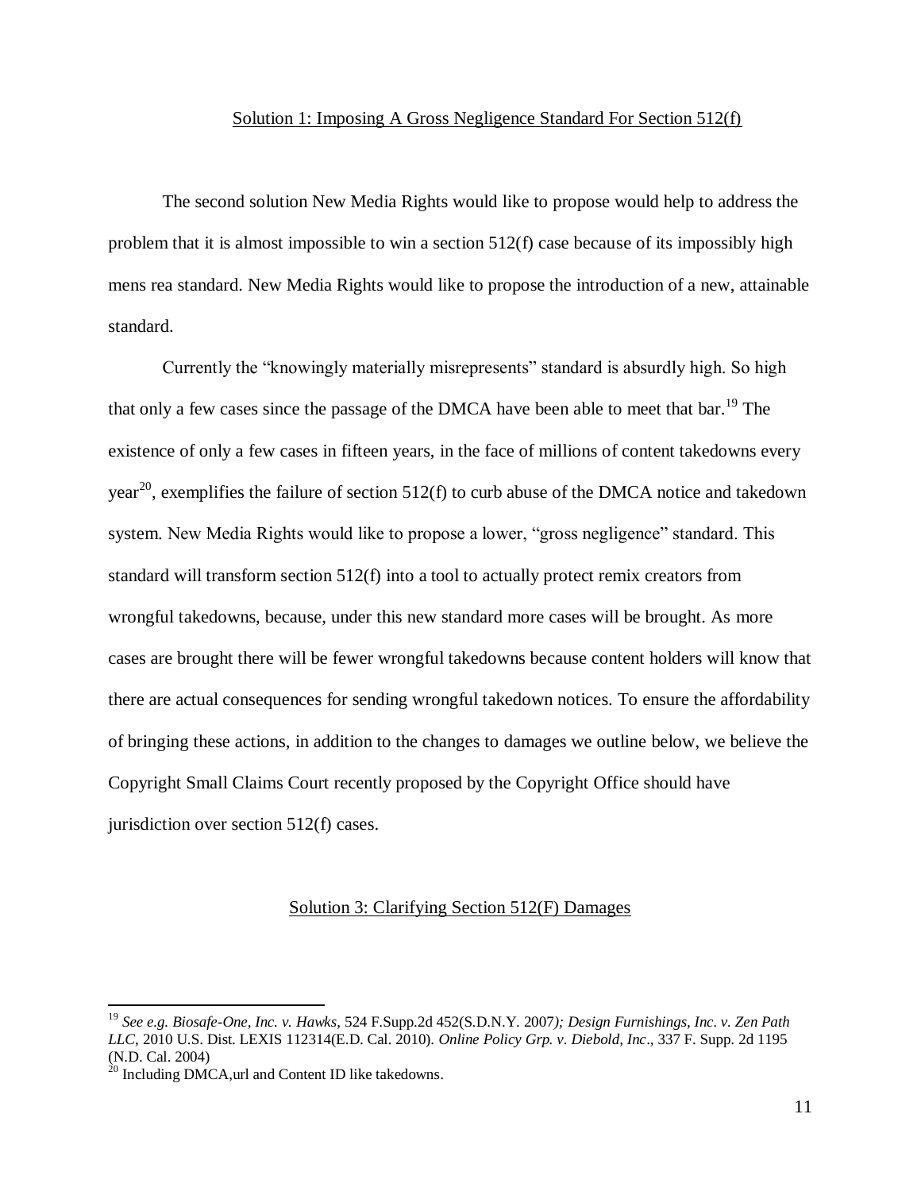## Solution 1: Imposing A Gross Negligence Standard For Section 512(f)

The second solution New Media Rights would like to propose would help to address the problem that it is almost impossible to win a section 512(f) case because of its impossibly high mens rea standard. New Media Rights would like to propose the introduction of a new, attainable standard.

Currently the "knowingly materially misrepresents" standard is absurdly high. So high that only a few cases since the passage of the DMCA have been able to meet that bar.[19] The existence of only a few cases in fifteen years, in the face of millions of content takedowns every year[20], exemplifies the failure of section 512(f) to curb abuse of the DMCA notice and takedown system. New Media Rights would like to propose a lower, "gross negligence" standard. This standard will transform section 512(f) into a tool to actually protect remix creators from wrongful takedowns, because, under this new standard more cases will be brought. As more cases are brought there will be fewer wrongful takedowns because content holders will know that there are actual consequences for sending wrongful takedown notices. To ensure the affordability of bringing these actions, in addition to the changes to damages we outline below, we believe the Copyright Small Claims Court recently proposed by the Copyright Office should have jurisdiction over section 512(f) cases.

## Solution 3: Clarifying Section 512(F) Damages

---

[19] *See e.g. Biosafe-One, Inc. v. Hawks*, 524 F.Supp.2d 452(S.D.N.Y. 2007*); Design Furnishings, Inc. v. Zen Path LLC*, 2010 U.S. Dist. LEXIS 112314(E.D. Cal. 2010). *Online Policy Grp. v. Diebold, Inc*., 337 F. Supp. 2d 1195 (N.D. Cal. 2004)

[20] Including DMCA,url and Content ID like takedowns.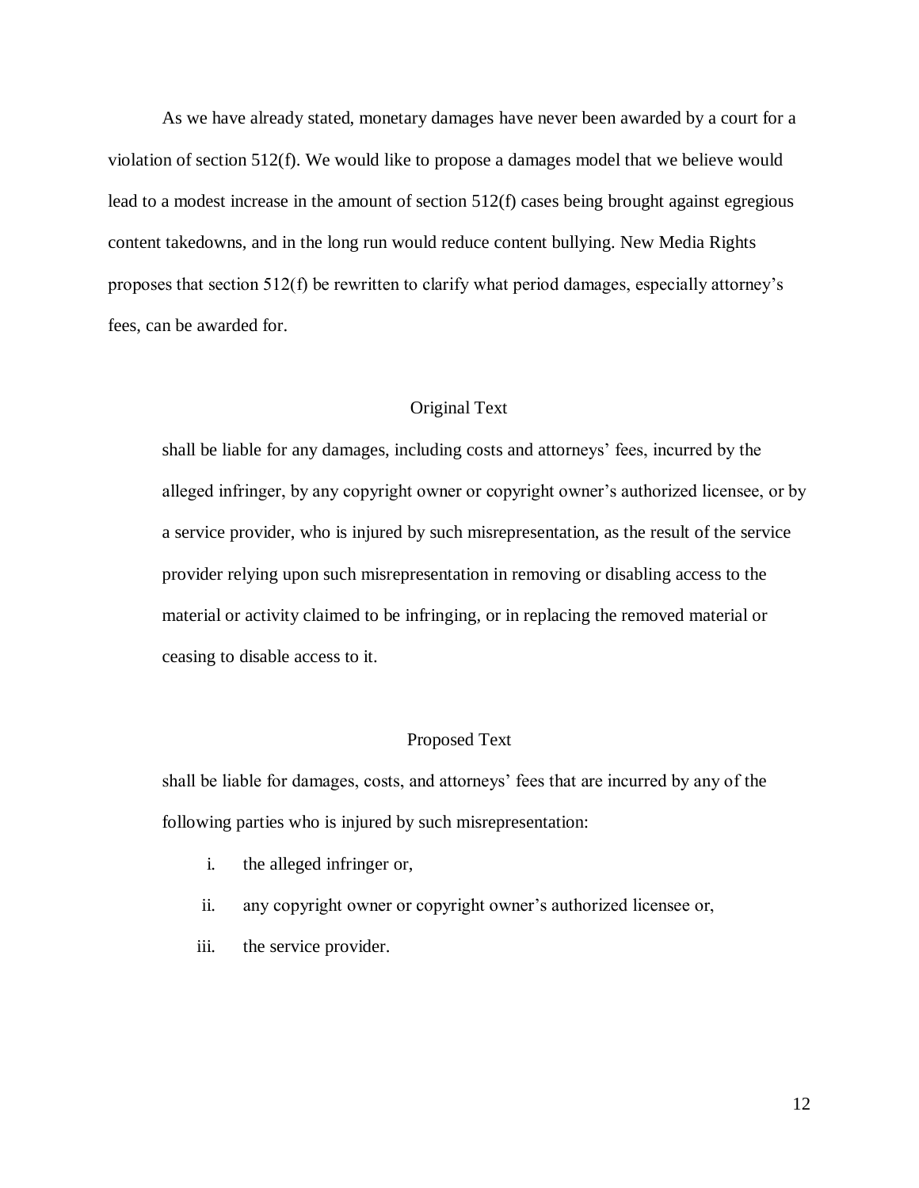As we have already stated, monetary damages have never been awarded by a court for a violation of section 512(f). We would like to propose a damages model that we believe would lead to a modest increase in the amount of section 512(f) cases being brought against egregious content takedowns, and in the long run would reduce content bullying. New Media Rights proposes that section 512(f) be rewritten to clarify what period damages, especially attorney's fees, can be awarded for.

### Original Text

> shall be liable for any damages, including costs and attorneys' fees, incurred by the alleged infringer, by any copyright owner or copyright owner's authorized licensee, or by a service provider, who is injured by such misrepresentation, as the result of the service provider relying upon such misrepresentation in removing or disabling access to the material or activity claimed to be infringing, or in replacing the removed material or ceasing to disable access to it.

### Proposed Text

> shall be liable for damages, costs, and attorneys' fees that are incurred by any of the following parties who is injured by such misrepresentation:
>
> i. the alleged infringer or,
>
> ii. any copyright owner or copyright owner's authorized licensee or,
>
> iii. the service provider.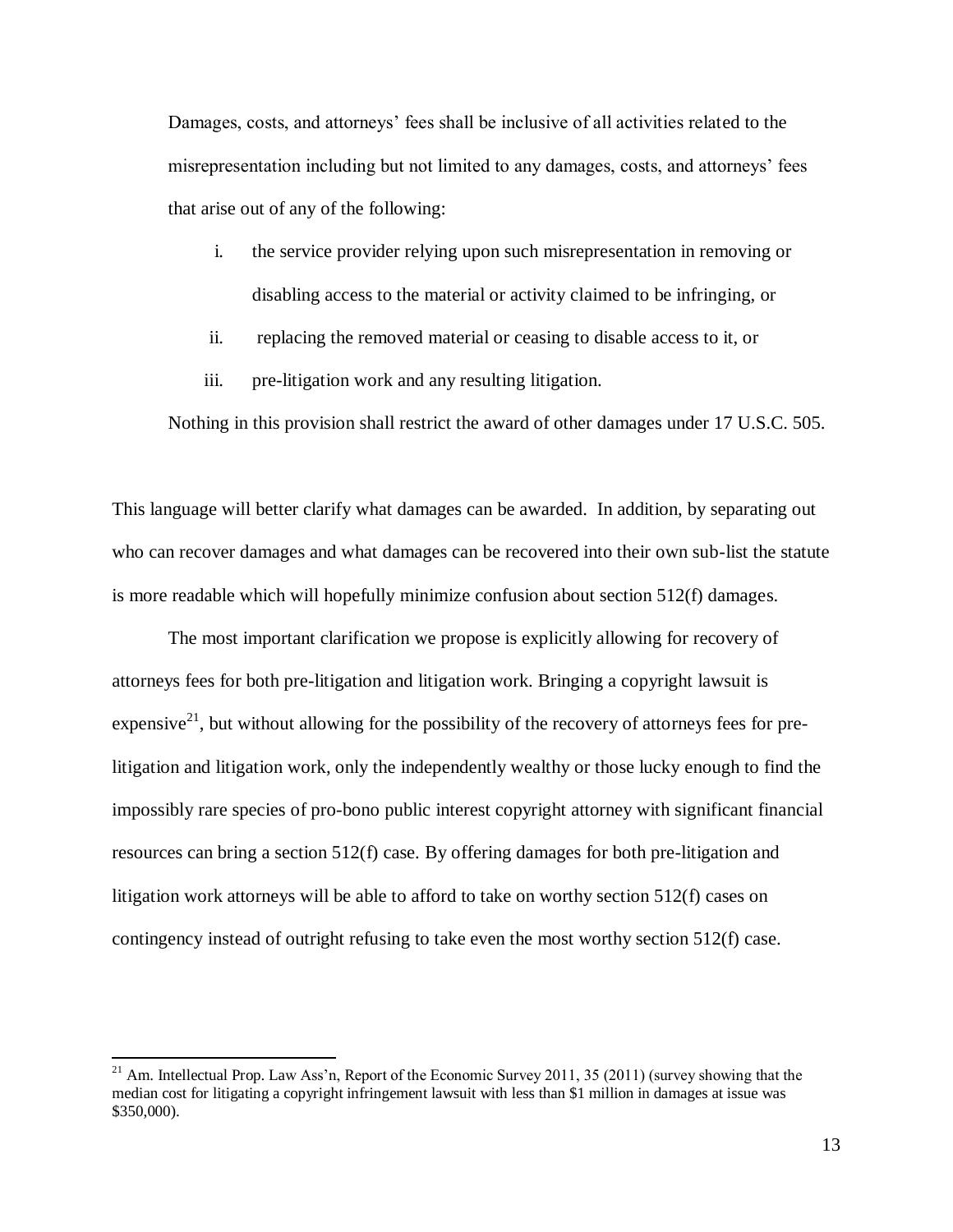> Damages, costs, and attorneys' fees shall be inclusive of all activities related to the misrepresentation including but not limited to any damages, costs, and attorneys' fees that arise out of any of the following:
>
> i. the service provider relying upon such misrepresentation in removing or disabling access to the material or activity claimed to be infringing, or
>
> ii. replacing the removed material or ceasing to disable access to it, or
>
> iii. pre-litigation work and any resulting litigation.
>
> Nothing in this provision shall restrict the award of other damages under 17 U.S.C. 505.

This language will better clarify what damages can be awarded. In addition, by separating out who can recover damages and what damages can be recovered into their own sub-list the statute is more readable which will hopefully minimize confusion about section 512(f) damages.

The most important clarification we propose is explicitly allowing for recovery of attorneys fees for both pre-litigation and litigation work. Bringing a copyright lawsuit is expensive[21], but without allowing for the possibility of the recovery of attorneys fees for pre-litigation and litigation work, only the independently wealthy or those lucky enough to find the impossibly rare species of pro-bono public interest copyright attorney with significant financial resources can bring a section 512(f) case. By offering damages for both pre-litigation and litigation work attorneys will be able to afford to take on worthy section 512(f) cases on contingency instead of outright refusing to take even the most worthy section 512(f) case.

[21] Am. Intellectual Prop. Law Ass'n, Report of the Economic Survey 2011, 35 (2011) (survey showing that the median cost for litigating a copyright infringement lawsuit with less than $1 million in damages at issue was $350,000).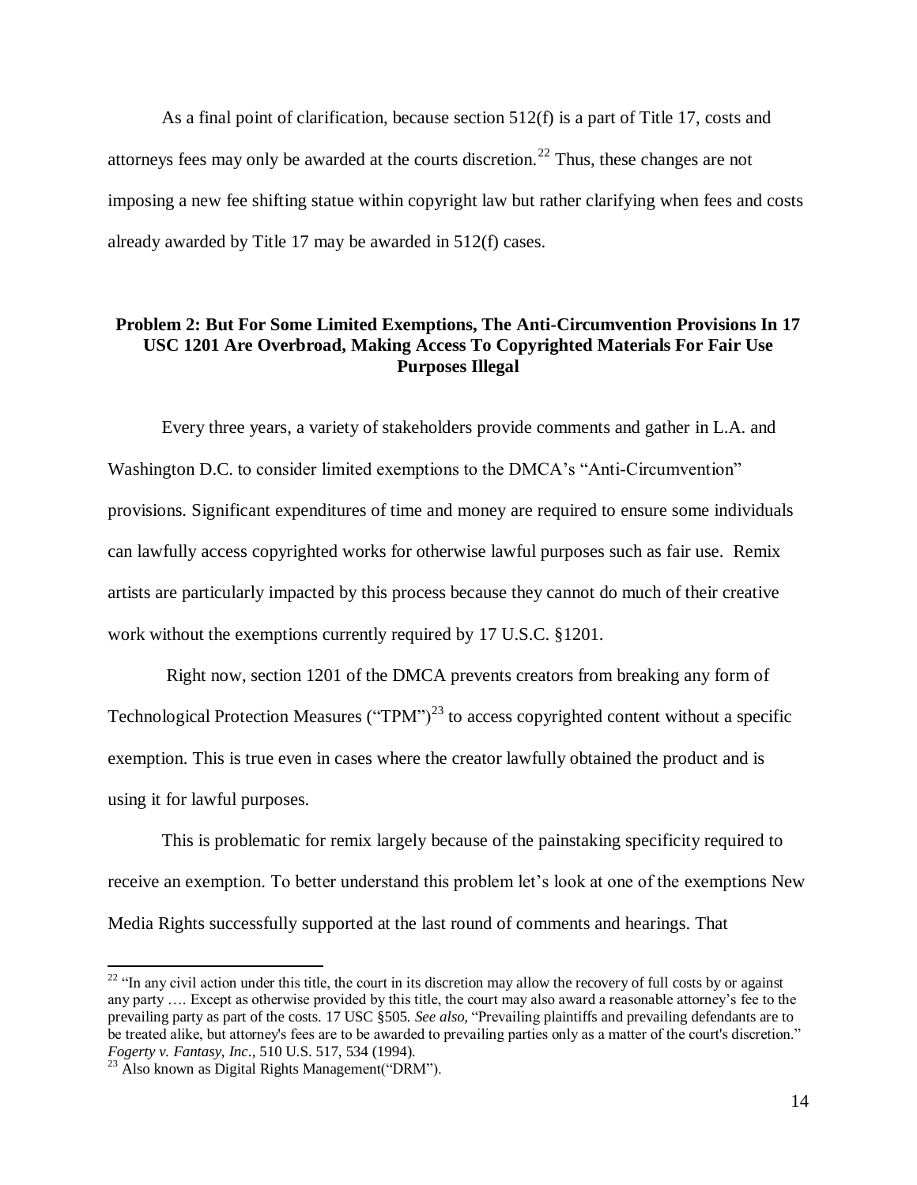As a final point of clarification, because section 512(f) is a part of Title 17, costs and attorneys fees may only be awarded at the courts discretion.[22] Thus, these changes are not imposing a new fee shifting statue within copyright law but rather clarifying when fees and costs already awarded by Title 17 may be awarded in 512(f) cases.

**Problem 2: But For Some Limited Exemptions, The Anti-Circumvention Provisions In 17 USC 1201 Are Overbroad, Making Access To Copyrighted Materials For Fair Use Purposes Illegal**

Every three years, a variety of stakeholders provide comments and gather in L.A. and Washington D.C. to consider limited exemptions to the DMCA's "Anti-Circumvention" provisions. Significant expenditures of time and money are required to ensure some individuals can lawfully access copyrighted works for otherwise lawful purposes such as fair use. Remix artists are particularly impacted by this process because they cannot do much of their creative work without the exemptions currently required by 17 U.S.C. §1201.

Right now, section 1201 of the DMCA prevents creators from breaking any form of Technological Protection Measures ("TPM")[23] to access copyrighted content without a specific exemption. This is true even in cases where the creator lawfully obtained the product and is using it for lawful purposes.

This is problematic for remix largely because of the painstaking specificity required to receive an exemption. To better understand this problem let's look at one of the exemptions New Media Rights successfully supported at the last round of comments and hearings. That

[22] "In any civil action under this title, the court in its discretion may allow the recovery of full costs by or against any party …. Except as otherwise provided by this title, the court may also award a reasonable attorney's fee to the prevailing party as part of the costs. 17 USC §505. *See also,* "Prevailing plaintiffs and prevailing defendants are to be treated alike, but attorney's fees are to be awarded to prevailing parties only as a matter of the court's discretion." *Fogerty v. Fantasy, Inc*., 510 U.S. 517, 534 (1994).

[23] Also known as Digital Rights Management("DRM").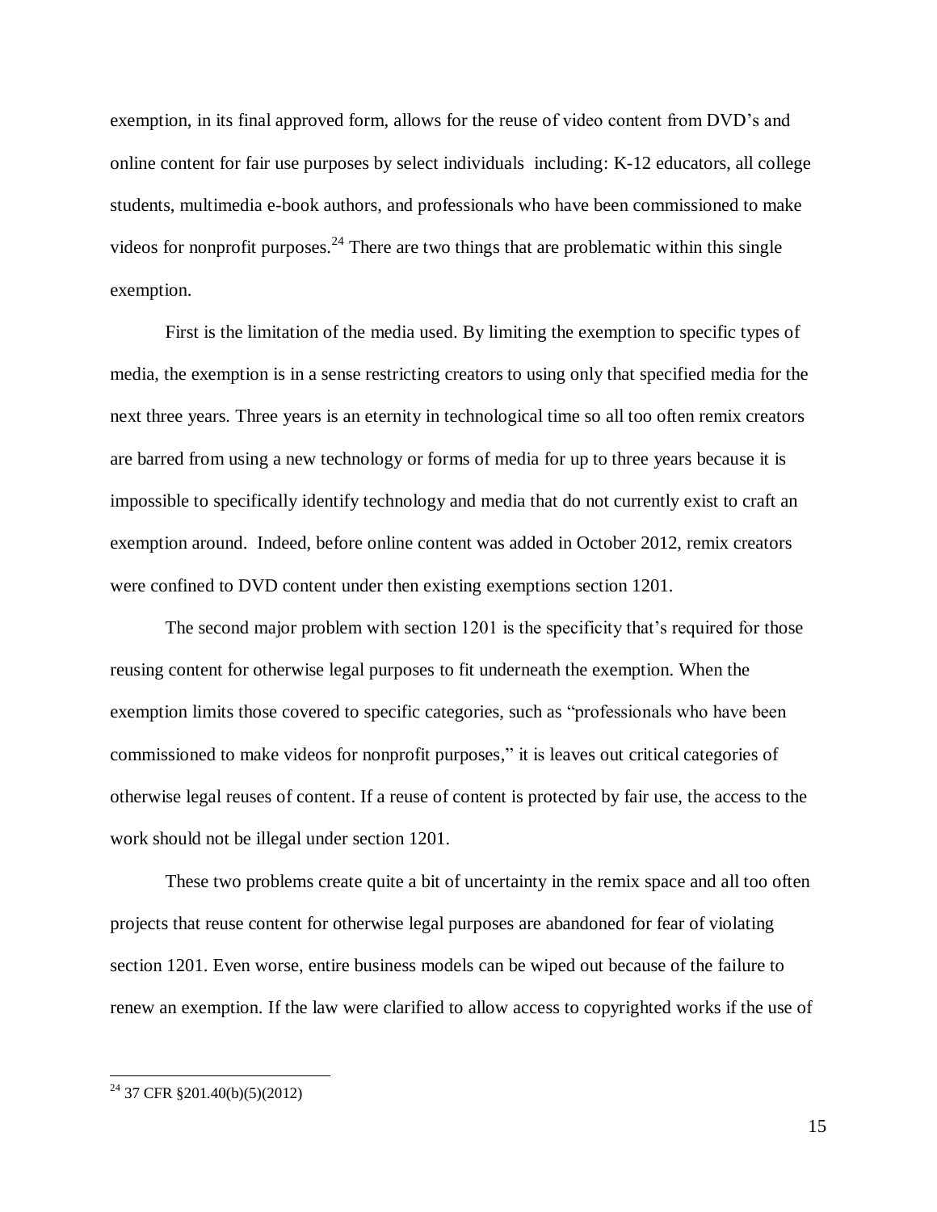exemption, in its final approved form, allows for the reuse of video content from DVD's and online content for fair use purposes by select individuals including: K-12 educators, all college students, multimedia e-book authors, and professionals who have been commissioned to make videos for nonprofit purposes.[24] There are two things that are problematic within this single exemption.

First is the limitation of the media used. By limiting the exemption to specific types of media, the exemption is in a sense restricting creators to using only that specified media for the next three years. Three years is an eternity in technological time so all too often remix creators are barred from using a new technology or forms of media for up to three years because it is impossible to specifically identify technology and media that do not currently exist to craft an exemption around. Indeed, before online content was added in October 2012, remix creators were confined to DVD content under then existing exemptions section 1201.

The second major problem with section 1201 is the specificity that's required for those reusing content for otherwise legal purposes to fit underneath the exemption. When the exemption limits those covered to specific categories, such as "professionals who have been commissioned to make videos for nonprofit purposes," it is leaves out critical categories of otherwise legal reuses of content. If a reuse of content is protected by fair use, the access to the work should not be illegal under section 1201.

These two problems create quite a bit of uncertainty in the remix space and all too often projects that reuse content for otherwise legal purposes are abandoned for fear of violating section 1201. Even worse, entire business models can be wiped out because of the failure to renew an exemption. If the law were clarified to allow access to copyrighted works if the use of

---

[24] 37 CFR §201.40(b)(5)(2012)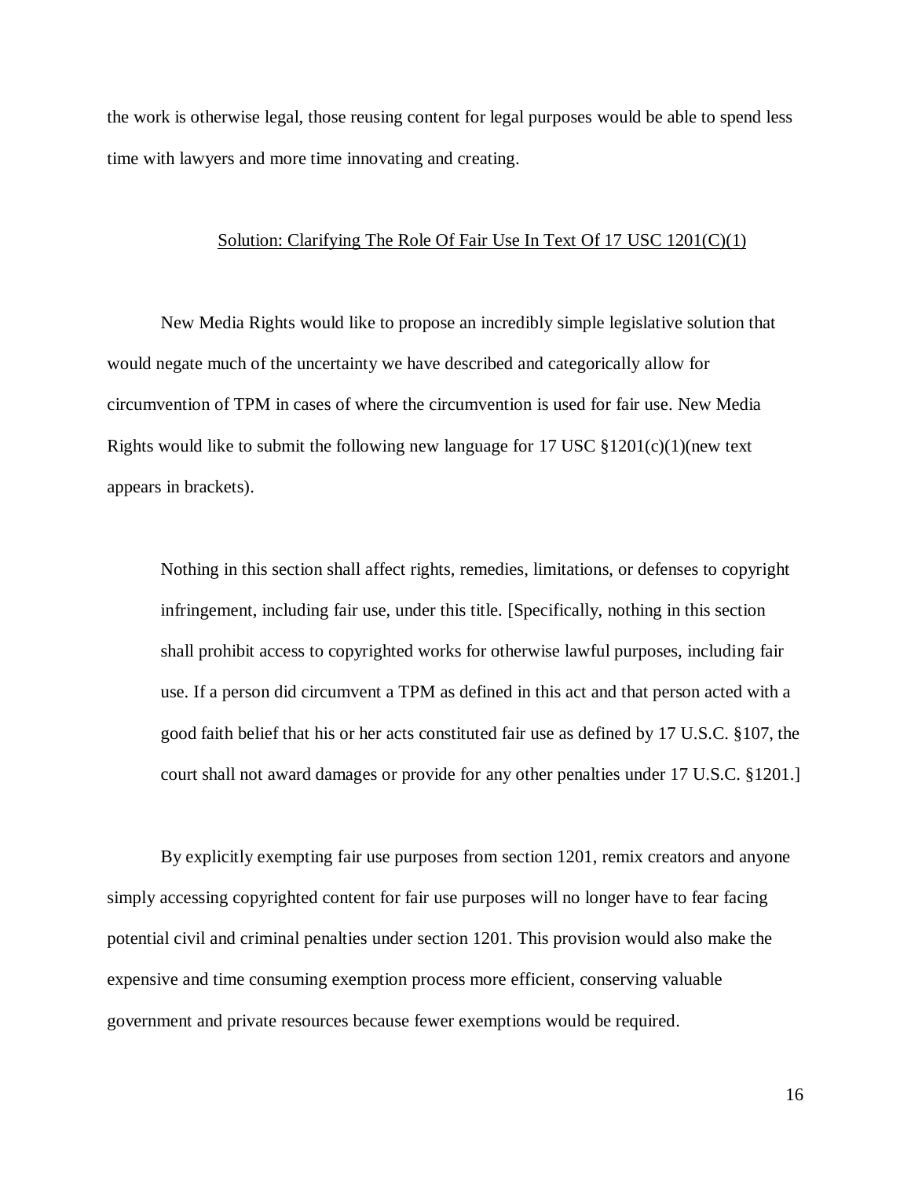the work is otherwise legal, those reusing content for legal purposes would be able to spend less time with lawyers and more time innovating and creating.

## Solution: Clarifying The Role Of Fair Use In Text Of 17 USC 1201(C)(1)

New Media Rights would like to propose an incredibly simple legislative solution that would negate much of the uncertainty we have described and categorically allow for circumvention of TPM in cases of where the circumvention is used for fair use. New Media Rights would like to submit the following new language for 17 USC §1201(c)(1)(new text appears in brackets).

> Nothing in this section shall affect rights, remedies, limitations, or defenses to copyright infringement, including fair use, under this title. [Specifically, nothing in this section shall prohibit access to copyrighted works for otherwise lawful purposes, including fair use. If a person did circumvent a TPM as defined in this act and that person acted with a good faith belief that his or her acts constituted fair use as defined by 17 U.S.C. §107, the court shall not award damages or provide for any other penalties under 17 U.S.C. §1201.]

By explicitly exempting fair use purposes from section 1201, remix creators and anyone simply accessing copyrighted content for fair use purposes will no longer have to fear facing potential civil and criminal penalties under section 1201. This provision would also make the expensive and time consuming exemption process more efficient, conserving valuable government and private resources because fewer exemptions would be required.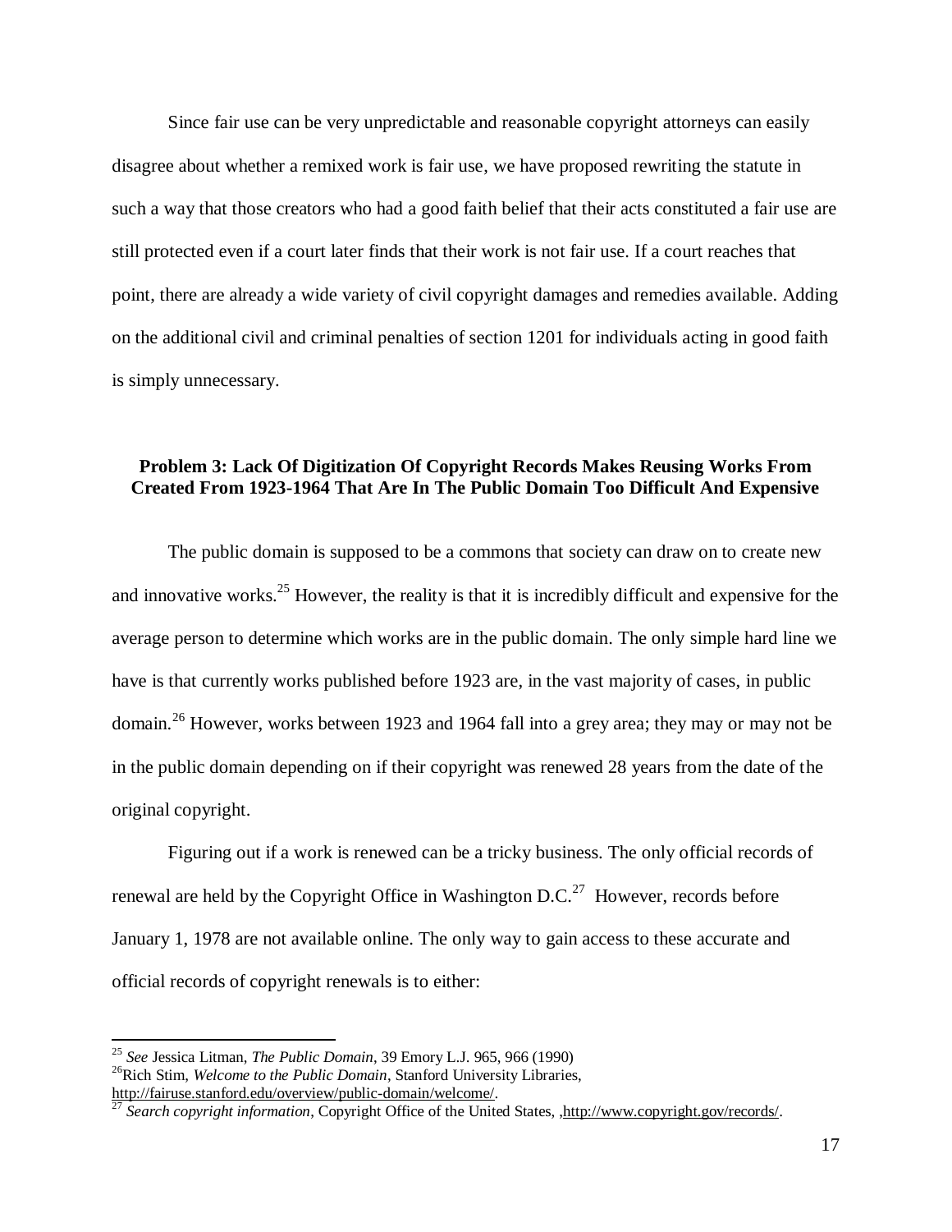Since fair use can be very unpredictable and reasonable copyright attorneys can easily disagree about whether a remixed work is fair use, we have proposed rewriting the statute in such a way that those creators who had a good faith belief that their acts constituted a fair use are still protected even if a court later finds that their work is not fair use. If a court reaches that point, there are already a wide variety of civil copyright damages and remedies available. Adding on the additional civil and criminal penalties of section 1201 for individuals acting in good faith is simply unnecessary.

**Problem 3: Lack Of Digitization Of Copyright Records Makes Reusing Works From Created From 1923-1964 That Are In The Public Domain Too Difficult And Expensive**

The public domain is supposed to be a commons that society can draw on to create new and innovative works.[25] However, the reality is that it is incredibly difficult and expensive for the average person to determine which works are in the public domain. The only simple hard line we have is that currently works published before 1923 are, in the vast majority of cases, in public domain.[26] However, works between 1923 and 1964 fall into a grey area; they may or may not be in the public domain depending on if their copyright was renewed 28 years from the date of the original copyright.

Figuring out if a work is renewed can be a tricky business. The only official records of renewal are held by the Copyright Office in Washington D.C.[27] However, records before January 1, 1978 are not available online. The only way to gain access to these accurate and official records of copyright renewals is to either:

---

[25] *See* Jessica Litman, *The Public Domain*, 39 Emory L.J. 965, 966 (1990)

[26] Rich Stim, *Welcome to the Public Domain*, Stanford University Libraries, http://fairuse.stanford.edu/overview/public-domain/welcome/.

[27] *Search copyright information*, Copyright Office of the United States, ,http://www.copyright.gov/records/.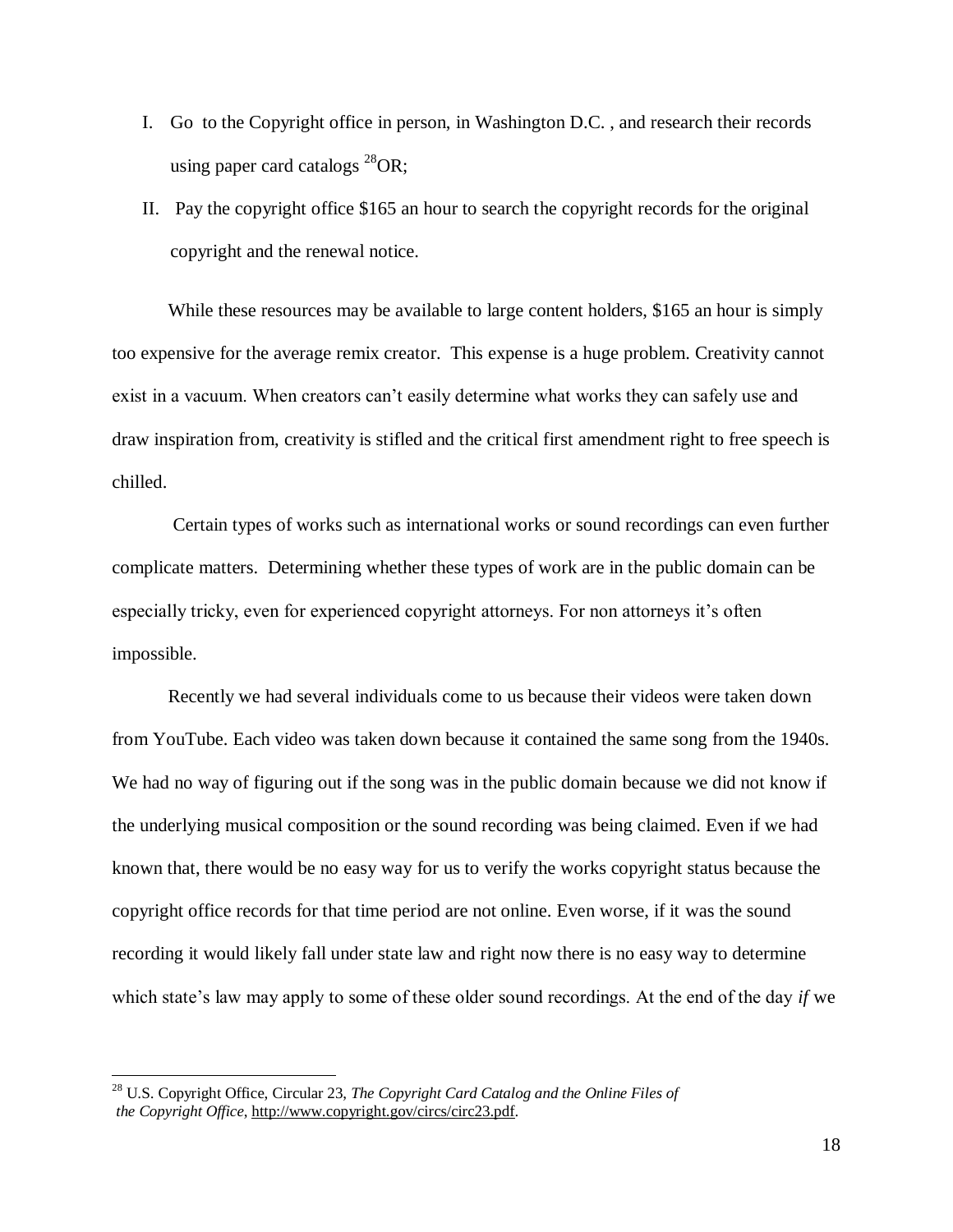I. Go to the Copyright office in person, in Washington D.C. , and research their records using paper card catalogs [28]OR;

II. Pay the copyright office $165 an hour to search the copyright records for the original copyright and the renewal notice.

While these resources may be available to large content holders, $165 an hour is simply too expensive for the average remix creator. This expense is a huge problem. Creativity cannot exist in a vacuum. When creators can't easily determine what works they can safely use and draw inspiration from, creativity is stifled and the critical first amendment right to free speech is chilled.

Certain types of works such as international works or sound recordings can even further complicate matters. Determining whether these types of work are in the public domain can be especially tricky, even for experienced copyright attorneys. For non attorneys it's often impossible.

Recently we had several individuals come to us because their videos were taken down from YouTube. Each video was taken down because it contained the same song from the 1940s. We had no way of figuring out if the song was in the public domain because we did not know if the underlying musical composition or the sound recording was being claimed. Even if we had known that, there would be no easy way for us to verify the works copyright status because the copyright office records for that time period are not online. Even worse, if it was the sound recording it would likely fall under state law and right now there is no easy way to determine which state's law may apply to some of these older sound recordings. At the end of the day *if* we

---

[28] U.S. Copyright Office, Circular 23, *The Copyright Card Catalog and the Online Files of the Copyright Office*, http://www.copyright.gov/circs/circ23.pdf.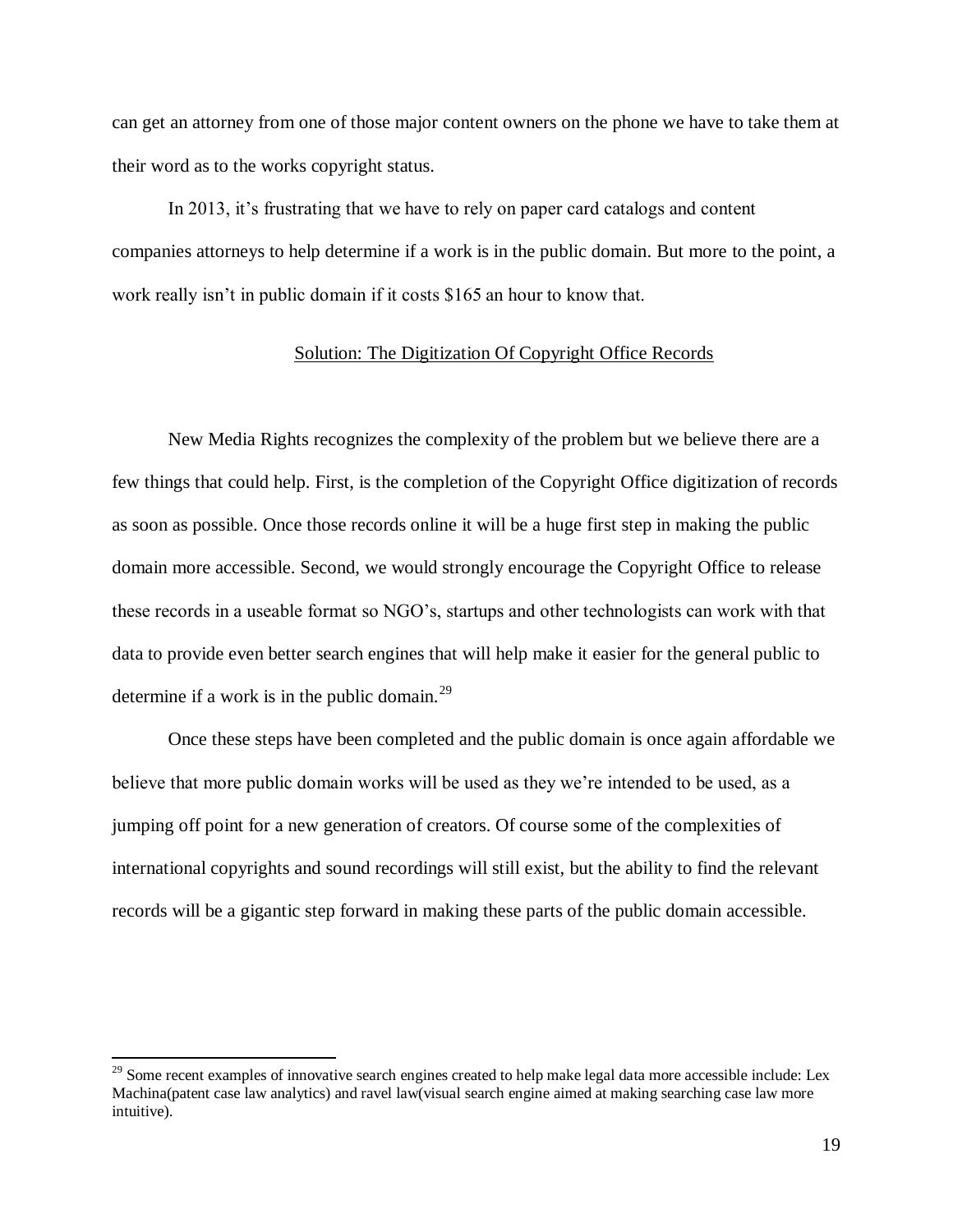can get an attorney from one of those major content owners on the phone we have to take them at their word as to the works copyright status.

In 2013, it's frustrating that we have to rely on paper card catalogs and content companies attorneys to help determine if a work is in the public domain. But more to the point, a work really isn't in public domain if it costs $165 an hour to know that.

## Solution: The Digitization Of Copyright Office Records

New Media Rights recognizes the complexity of the problem but we believe there are a few things that could help. First, is the completion of the Copyright Office digitization of records as soon as possible. Once those records online it will be a huge first step in making the public domain more accessible. Second, we would strongly encourage the Copyright Office to release these records in a useable format so NGO's, startups and other technologists can work with that data to provide even better search engines that will help make it easier for the general public to determine if a work is in the public domain.[29]

Once these steps have been completed and the public domain is once again affordable we believe that more public domain works will be used as they we're intended to be used, as a jumping off point for a new generation of creators. Of course some of the complexities of international copyrights and sound recordings will still exist, but the ability to find the relevant records will be a gigantic step forward in making these parts of the public domain accessible.

---

[29] Some recent examples of innovative search engines created to help make legal data more accessible include: Lex Machina(patent case law analytics) and ravel law(visual search engine aimed at making searching case law more intuitive).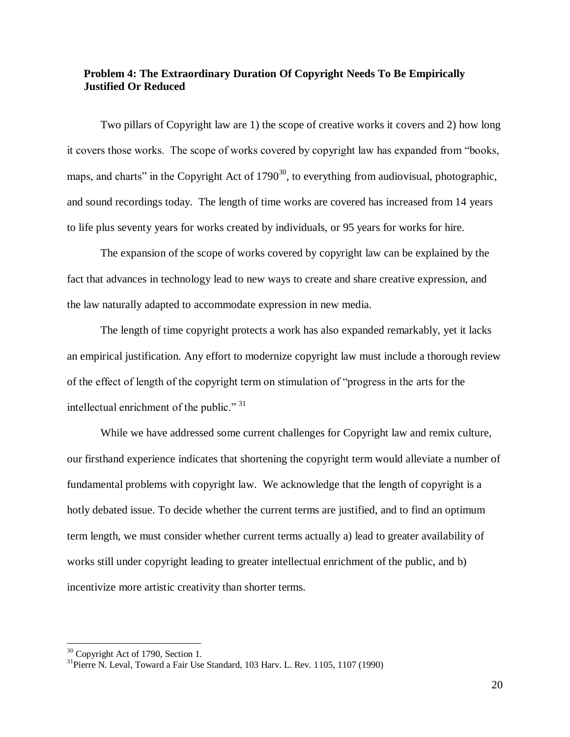## Problem 4: The Extraordinary Duration Of Copyright Needs To Be Empirically Justified Or Reduced

Two pillars of Copyright law are 1) the scope of creative works it covers and 2) how long it covers those works. The scope of works covered by copyright law has expanded from "books, maps, and charts" in the Copyright Act of 1790[30], to everything from audiovisual, photographic, and sound recordings today. The length of time works are covered has increased from 14 years to life plus seventy years for works created by individuals, or 95 years for works for hire.

The expansion of the scope of works covered by copyright law can be explained by the fact that advances in technology lead to new ways to create and share creative expression, and the law naturally adapted to accommodate expression in new media.

The length of time copyright protects a work has also expanded remarkably, yet it lacks an empirical justification. Any effort to modernize copyright law must include a thorough review of the effect of length of the copyright term on stimulation of "progress in the arts for the intellectual enrichment of the public." [31]

While we have addressed some current challenges for Copyright law and remix culture, our firsthand experience indicates that shortening the copyright term would alleviate a number of fundamental problems with copyright law. We acknowledge that the length of copyright is a hotly debated issue. To decide whether the current terms are justified, and to find an optimum term length, we must consider whether current terms actually a) lead to greater availability of works still under copyright leading to greater intellectual enrichment of the public, and b) incentivize more artistic creativity than shorter terms.

---

[30] Copyright Act of 1790, Section 1.

[31] Pierre N. Leval, Toward a Fair Use Standard, 103 Harv. L. Rev. 1105, 1107 (1990)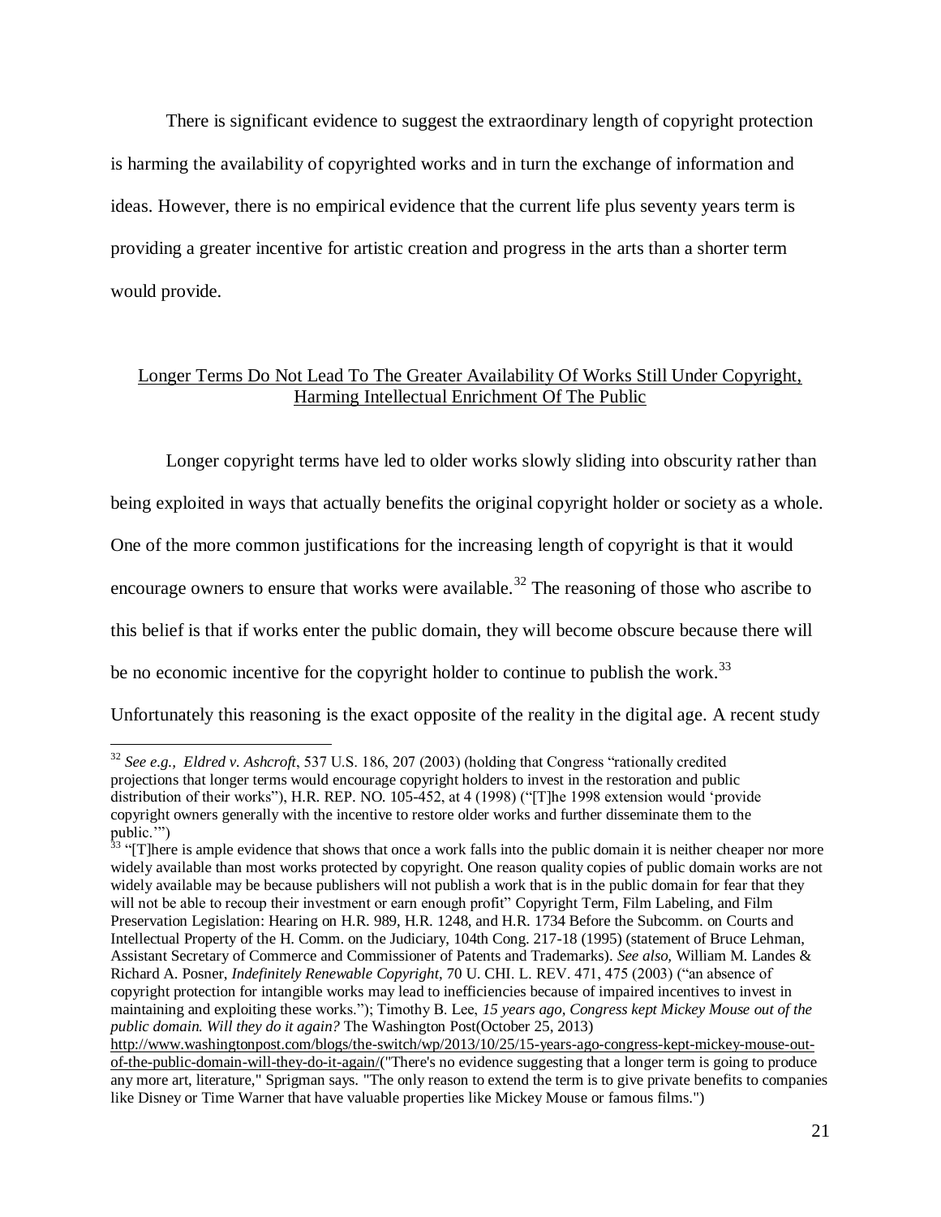There is significant evidence to suggest the extraordinary length of copyright protection is harming the availability of copyrighted works and in turn the exchange of information and ideas. However, there is no empirical evidence that the current life plus seventy years term is providing a greater incentive for artistic creation and progress in the arts than a shorter term would provide.

## Longer Terms Do Not Lead To The Greater Availability Of Works Still Under Copyright, Harming Intellectual Enrichment Of The Public

Longer copyright terms have led to older works slowly sliding into obscurity rather than being exploited in ways that actually benefits the original copyright holder or society as a whole. One of the more common justifications for the increasing length of copyright is that it would encourage owners to ensure that works were available.[32] The reasoning of those who ascribe to this belief is that if works enter the public domain, they will become obscure because there will be no economic incentive for the copyright holder to continue to publish the work.[33] Unfortunately this reasoning is the exact opposite of the reality in the digital age. A recent study

---

[32] *See e.g., Eldred v. Ashcroft*, 537 U.S. 186, 207 (2003) (holding that Congress "rationally credited projections that longer terms would encourage copyright holders to invest in the restoration and public distribution of their works"), H.R. REP. NO. 105-452, at 4 (1998) ("[T]he 1998 extension would 'provide copyright owners generally with the incentive to restore older works and further disseminate them to the public.'")

[33] "[T]here is ample evidence that shows that once a work falls into the public domain it is neither cheaper nor more widely available than most works protected by copyright. One reason quality copies of public domain works are not widely available may be because publishers will not publish a work that is in the public domain for fear that they will not be able to recoup their investment or earn enough profit" Copyright Term, Film Labeling, and Film Preservation Legislation: Hearing on H.R. 989, H.R. 1248, and H.R. 1734 Before the Subcomm. on Courts and Intellectual Property of the H. Comm. on the Judiciary, 104th Cong. 217-18 (1995) (statement of Bruce Lehman, Assistant Secretary of Commerce and Commissioner of Patents and Trademarks). *See also,* William M. Landes & Richard A. Posner, *Indefinitely Renewable Copyright*, 70 U. CHI. L. REV. 471, 475 (2003) ("an absence of copyright protection for intangible works may lead to inefficiencies because of impaired incentives to invest in maintaining and exploiting these works."); Timothy B. Lee, *15 years ago, Congress kept Mickey Mouse out of the public domain. Will they do it again?* The Washington Post(October 25, 2013) http://www.washingtonpost.com/blogs/the-switch/wp/2013/10/25/15-years-ago-congress-kept-mickey-mouse-out-of-the-public-domain-will-they-do-it-again/("There's no evidence suggesting that a longer term is going to produce any more art, literature," Sprigman says. "The only reason to extend the term is to give private benefits to companies like Disney or Time Warner that have valuable properties like Mickey Mouse or famous films.")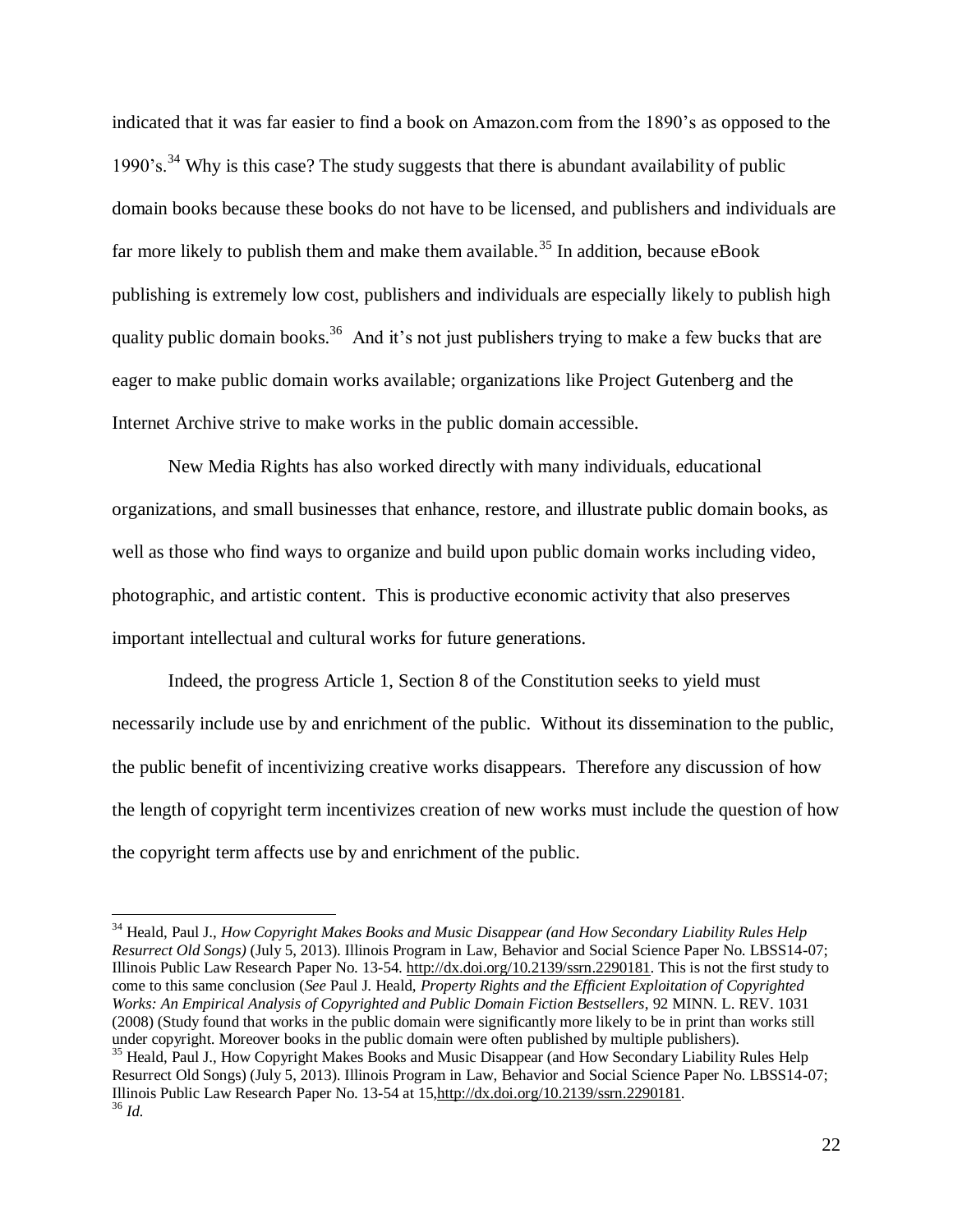indicated that it was far easier to find a book on Amazon.com from the 1890's as opposed to the 1990's.[34] Why is this case? The study suggests that there is abundant availability of public domain books because these books do not have to be licensed, and publishers and individuals are far more likely to publish them and make them available.[35] In addition, because eBook publishing is extremely low cost, publishers and individuals are especially likely to publish high quality public domain books.[36] And it's not just publishers trying to make a few bucks that are eager to make public domain works available; organizations like Project Gutenberg and the Internet Archive strive to make works in the public domain accessible.

New Media Rights has also worked directly with many individuals, educational organizations, and small businesses that enhance, restore, and illustrate public domain books, as well as those who find ways to organize and build upon public domain works including video, photographic, and artistic content. This is productive economic activity that also preserves important intellectual and cultural works for future generations.

Indeed, the progress Article 1, Section 8 of the Constitution seeks to yield must necessarily include use by and enrichment of the public. Without its dissemination to the public, the public benefit of incentivizing creative works disappears. Therefore any discussion of how the length of copyright term incentivizes creation of new works must include the question of how the copyright term affects use by and enrichment of the public.

---

[34] Heald, Paul J., *How Copyright Makes Books and Music Disappear (and How Secondary Liability Rules Help Resurrect Old Songs)* (July 5, 2013). Illinois Program in Law, Behavior and Social Science Paper No. LBSS14-07; Illinois Public Law Research Paper No. 13-54. http://dx.doi.org/10.2139/ssrn.2290181. This is not the first study to come to this same conclusion (*See* Paul J. Heald, *Property Rights and the Efficient Exploitation of Copyrighted Works: An Empirical Analysis of Copyrighted and Public Domain Fiction Bestsellers*, 92 MINN. L. REV. 1031 (2008) (Study found that works in the public domain were significantly more likely to be in print than works still under copyright. Moreover books in the public domain were often published by multiple publishers).

[35] Heald, Paul J., How Copyright Makes Books and Music Disappear (and How Secondary Liability Rules Help Resurrect Old Songs) (July 5, 2013). Illinois Program in Law, Behavior and Social Science Paper No. LBSS14-07; Illinois Public Law Research Paper No. 13-54 at 15,http://dx.doi.org/10.2139/ssrn.2290181.

[36] *Id.*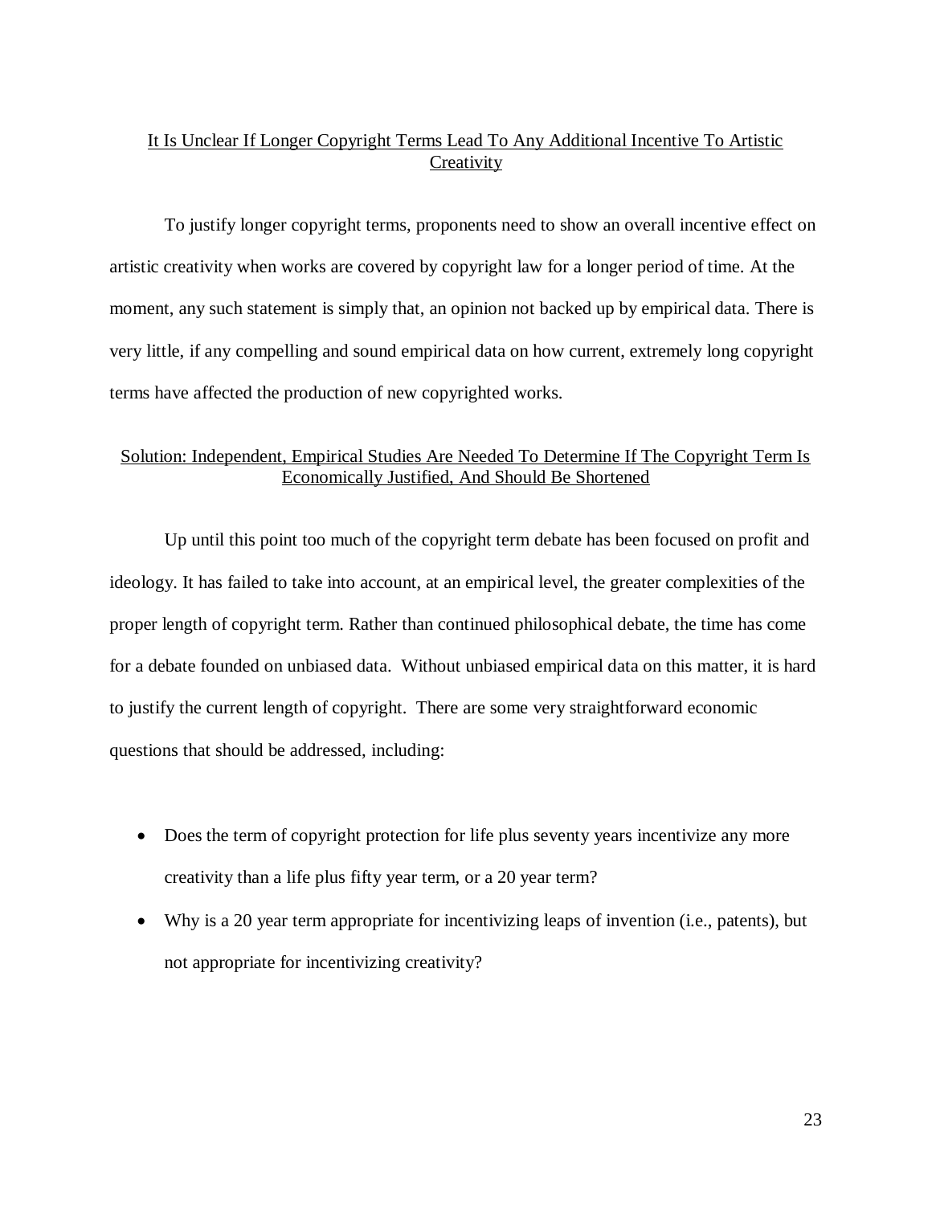## It Is Unclear If Longer Copyright Terms Lead To Any Additional Incentive To Artistic Creativity

To justify longer copyright terms, proponents need to show an overall incentive effect on artistic creativity when works are covered by copyright law for a longer period of time. At the moment, any such statement is simply that, an opinion not backed up by empirical data. There is very little, if any compelling and sound empirical data on how current, extremely long copyright terms have affected the production of new copyrighted works.

## Solution: Independent, Empirical Studies Are Needed To Determine If The Copyright Term Is Economically Justified, And Should Be Shortened

Up until this point too much of the copyright term debate has been focused on profit and ideology. It has failed to take into account, at an empirical level, the greater complexities of the proper length of copyright term. Rather than continued philosophical debate, the time has come for a debate founded on unbiased data. Without unbiased empirical data on this matter, it is hard to justify the current length of copyright. There are some very straightforward economic questions that should be addressed, including:

- Does the term of copyright protection for life plus seventy years incentivize any more creativity than a life plus fifty year term, or a 20 year term?
- Why is a 20 year term appropriate for incentivizing leaps of invention (i.e., patents), but not appropriate for incentivizing creativity?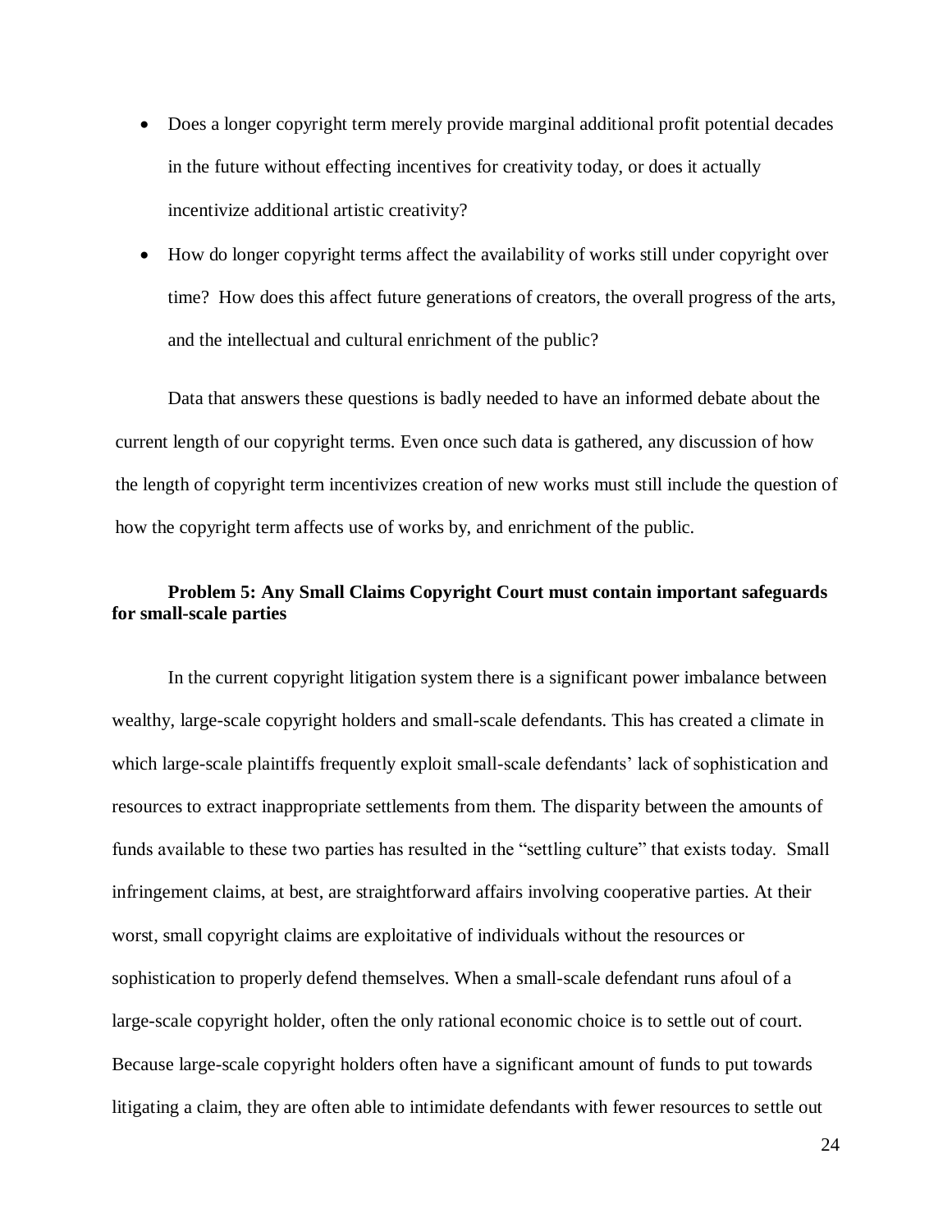- Does a longer copyright term merely provide marginal additional profit potential decades in the future without effecting incentives for creativity today, or does it actually incentivize additional artistic creativity?
- How do longer copyright terms affect the availability of works still under copyright over time? How does this affect future generations of creators, the overall progress of the arts, and the intellectual and cultural enrichment of the public?

Data that answers these questions is badly needed to have an informed debate about the current length of our copyright terms. Even once such data is gathered, any discussion of how the length of copyright term incentivizes creation of new works must still include the question of how the copyright term affects use of works by, and enrichment of the public.

**Problem 5: Any Small Claims Copyright Court must contain important safeguards for small-scale parties**

In the current copyright litigation system there is a significant power imbalance between wealthy, large-scale copyright holders and small-scale defendants. This has created a climate in which large-scale plaintiffs frequently exploit small-scale defendants' lack of sophistication and resources to extract inappropriate settlements from them. The disparity between the amounts of funds available to these two parties has resulted in the "settling culture" that exists today. Small infringement claims, at best, are straightforward affairs involving cooperative parties. At their worst, small copyright claims are exploitative of individuals without the resources or sophistication to properly defend themselves. When a small-scale defendant runs afoul of a large-scale copyright holder, often the only rational economic choice is to settle out of court. Because large-scale copyright holders often have a significant amount of funds to put towards litigating a claim, they are often able to intimidate defendants with fewer resources to settle out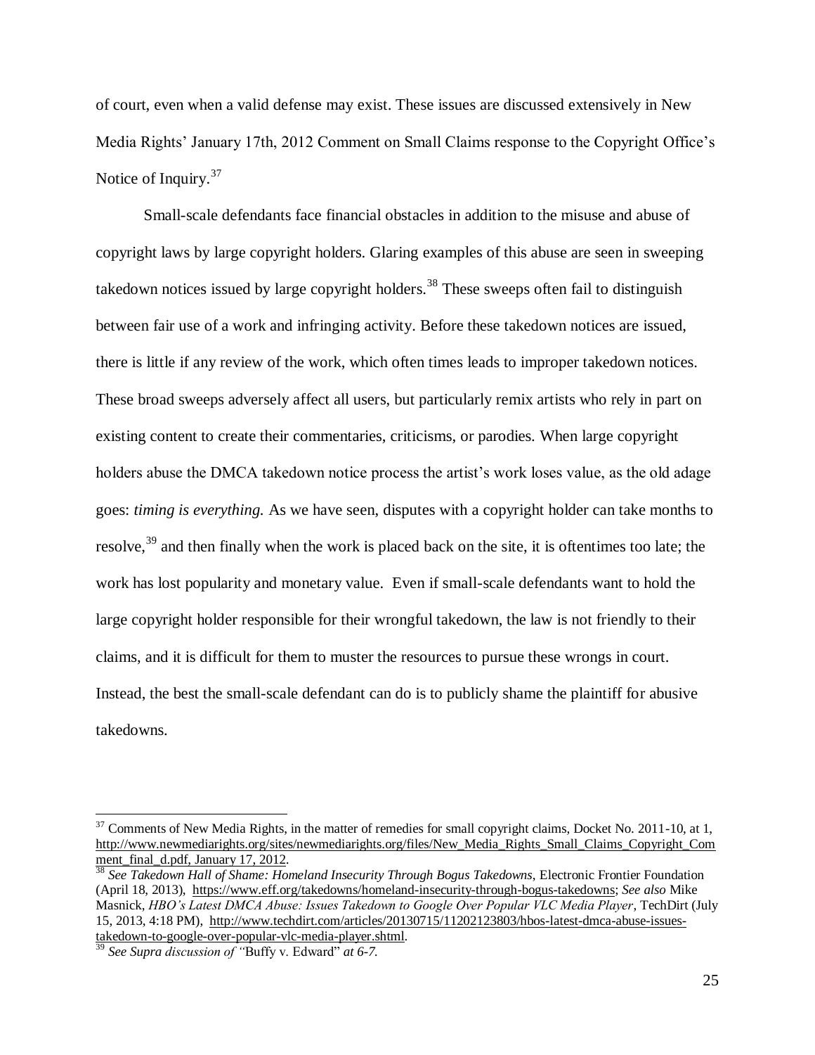of court, even when a valid defense may exist. These issues are discussed extensively in New Media Rights' January 17th, 2012 Comment on Small Claims response to the Copyright Office's Notice of Inquiry.[37]

Small-scale defendants face financial obstacles in addition to the misuse and abuse of copyright laws by large copyright holders. Glaring examples of this abuse are seen in sweeping takedown notices issued by large copyright holders.[38] These sweeps often fail to distinguish between fair use of a work and infringing activity. Before these takedown notices are issued, there is little if any review of the work, which often times leads to improper takedown notices. These broad sweeps adversely affect all users, but particularly remix artists who rely in part on existing content to create their commentaries, criticisms, or parodies. When large copyright holders abuse the DMCA takedown notice process the artist's work loses value, as the old adage goes: *timing is everything.* As we have seen, disputes with a copyright holder can take months to resolve,[39] and then finally when the work is placed back on the site, it is oftentimes too late; the work has lost popularity and monetary value. Even if small-scale defendants want to hold the large copyright holder responsible for their wrongful takedown, the law is not friendly to their claims, and it is difficult for them to muster the resources to pursue these wrongs in court. Instead, the best the small-scale defendant can do is to publicly shame the plaintiff for abusive takedowns.

---

[37] Comments of New Media Rights, in the matter of remedies for small copyright claims, Docket No. 2011-10, at 1, http://www.newmediarights.org/sites/newmediarights.org/files/New_Media_Rights_Small_Claims_Copyright_Comment_final_d.pdf, January 17, 2012.

[38] *See Takedown Hall of Shame: Homeland Insecurity Through Bogus Takedowns*, Electronic Frontier Foundation (April 18, 2013), https://www.eff.org/takedowns/homeland-insecurity-through-bogus-takedowns; *See also* Mike Masnick, *HBO's Latest DMCA Abuse: Issues Takedown to Google Over Popular VLC Media Player*, TechDirt (July 15, 2013, 4:18 PM), http://www.techdirt.com/articles/20130715/11202123803/hbos-latest-dmca-abuse-issues-takedown-to-google-over-popular-vlc-media-player.shtml.

[39] *See Supra discussion of "*Buffy v. Edward" *at 6-7.*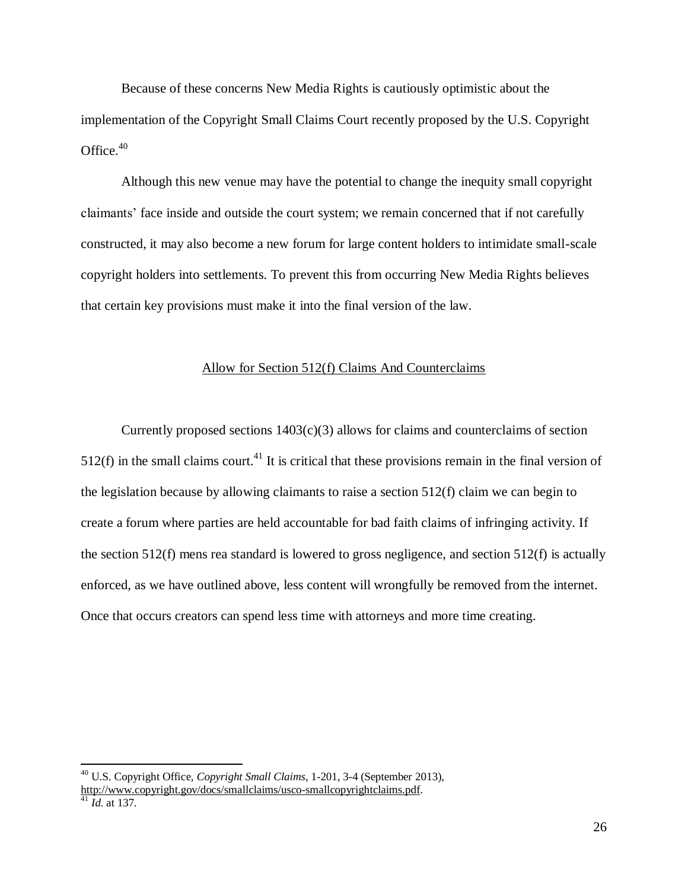Because of these concerns New Media Rights is cautiously optimistic about the implementation of the Copyright Small Claims Court recently proposed by the U.S. Copyright Office.[40]

Although this new venue may have the potential to change the inequity small copyright claimants' face inside and outside the court system; we remain concerned that if not carefully constructed, it may also become a new forum for large content holders to intimidate small-scale copyright holders into settlements. To prevent this from occurring New Media Rights believes that certain key provisions must make it into the final version of the law.

<u>Allow for Section 512(f) Claims And Counterclaims</u>

Currently proposed sections 1403(c)(3) allows for claims and counterclaims of section 512(f) in the small claims court.[41] It is critical that these provisions remain in the final version of the legislation because by allowing claimants to raise a section 512(f) claim we can begin to create a forum where parties are held accountable for bad faith claims of infringing activity. If the section 512(f) mens rea standard is lowered to gross negligence, and section 512(f) is actually enforced, as we have outlined above, less content will wrongfully be removed from the internet. Once that occurs creators can spend less time with attorneys and more time creating.

---

[40] U.S. Copyright Office, *Copyright Small Claims*, 1-201, 3-4 (September 2013), http://www.copyright.gov/docs/smallclaims/usco-smallcopyrightclaims.pdf.

[41] *Id.* at 137.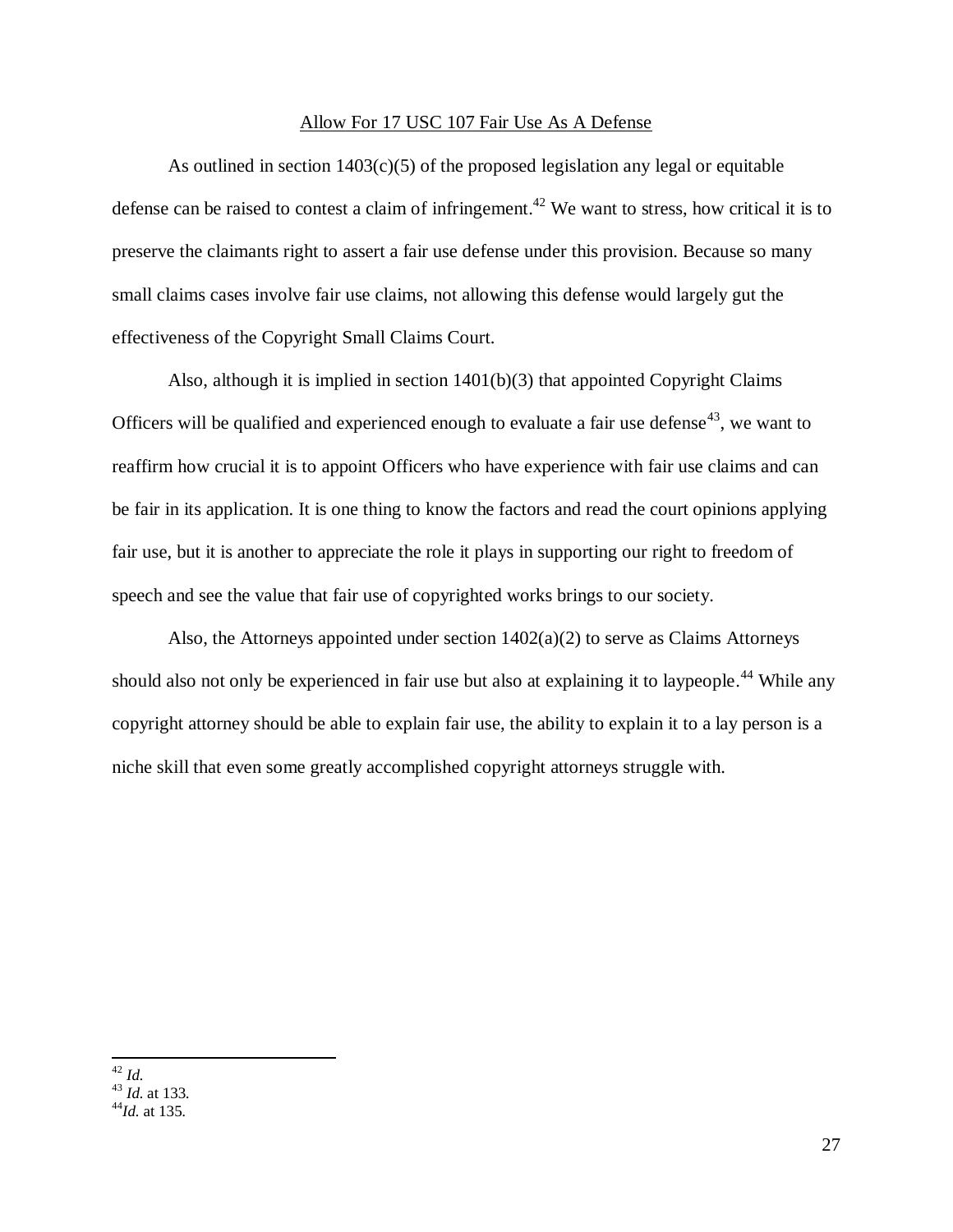## Allow For 17 USC 107 Fair Use As A Defense

As outlined in section 1403(c)(5) of the proposed legislation any legal or equitable defense can be raised to contest a claim of infringement.[42] We want to stress, how critical it is to preserve the claimants right to assert a fair use defense under this provision. Because so many small claims cases involve fair use claims, not allowing this defense would largely gut the effectiveness of the Copyright Small Claims Court.

Also, although it is implied in section 1401(b)(3) that appointed Copyright Claims Officers will be qualified and experienced enough to evaluate a fair use defense[43], we want to reaffirm how crucial it is to appoint Officers who have experience with fair use claims and can be fair in its application. It is one thing to know the factors and read the court opinions applying fair use, but it is another to appreciate the role it plays in supporting our right to freedom of speech and see the value that fair use of copyrighted works brings to our society.

Also, the Attorneys appointed under section 1402(a)(2) to serve as Claims Attorneys should also not only be experienced in fair use but also at explaining it to laypeople.[44] While any copyright attorney should be able to explain fair use, the ability to explain it to a lay person is a niche skill that even some greatly accomplished copyright attorneys struggle with.

---

[42] *Id.*
[43] *Id.* at 133.
[44] *Id.* at 135.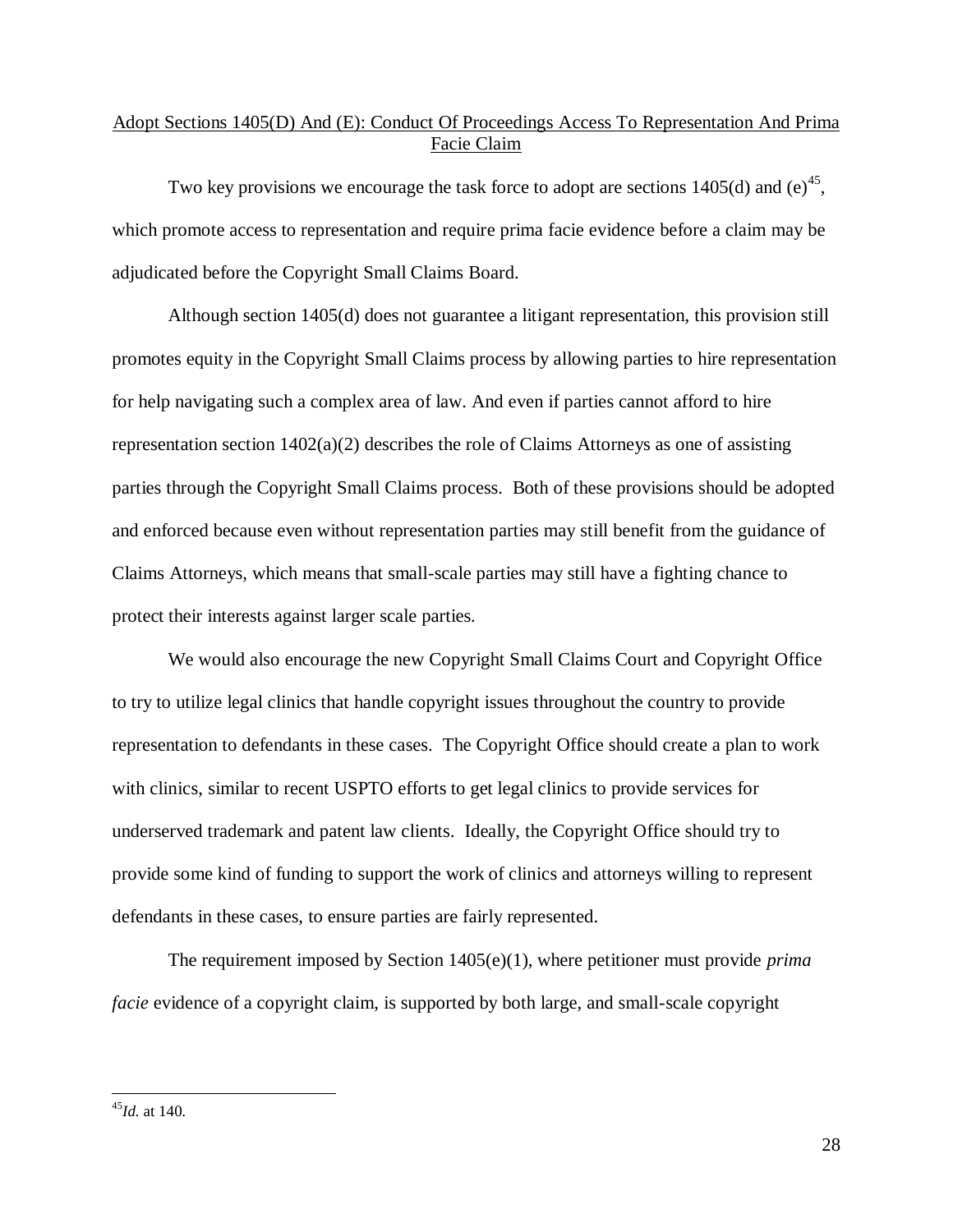## Adopt Sections 1405(D) And (E): Conduct Of Proceedings Access To Representation And Prima Facie Claim

Two key provisions we encourage the task force to adopt are sections 1405(d) and (e)[45], which promote access to representation and require prima facie evidence before a claim may be adjudicated before the Copyright Small Claims Board.

Although section 1405(d) does not guarantee a litigant representation, this provision still promotes equity in the Copyright Small Claims process by allowing parties to hire representation for help navigating such a complex area of law. And even if parties cannot afford to hire representation section 1402(a)(2) describes the role of Claims Attorneys as one of assisting parties through the Copyright Small Claims process. Both of these provisions should be adopted and enforced because even without representation parties may still benefit from the guidance of Claims Attorneys, which means that small-scale parties may still have a fighting chance to protect their interests against larger scale parties.

We would also encourage the new Copyright Small Claims Court and Copyright Office to try to utilize legal clinics that handle copyright issues throughout the country to provide representation to defendants in these cases. The Copyright Office should create a plan to work with clinics, similar to recent USPTO efforts to get legal clinics to provide services for underserved trademark and patent law clients. Ideally, the Copyright Office should try to provide some kind of funding to support the work of clinics and attorneys willing to represent defendants in these cases, to ensure parties are fairly represented.

The requirement imposed by Section 1405(e)(1), where petitioner must provide *prima facie* evidence of a copyright claim, is supported by both large, and small-scale copyright

---

[45] *Id.* at 140.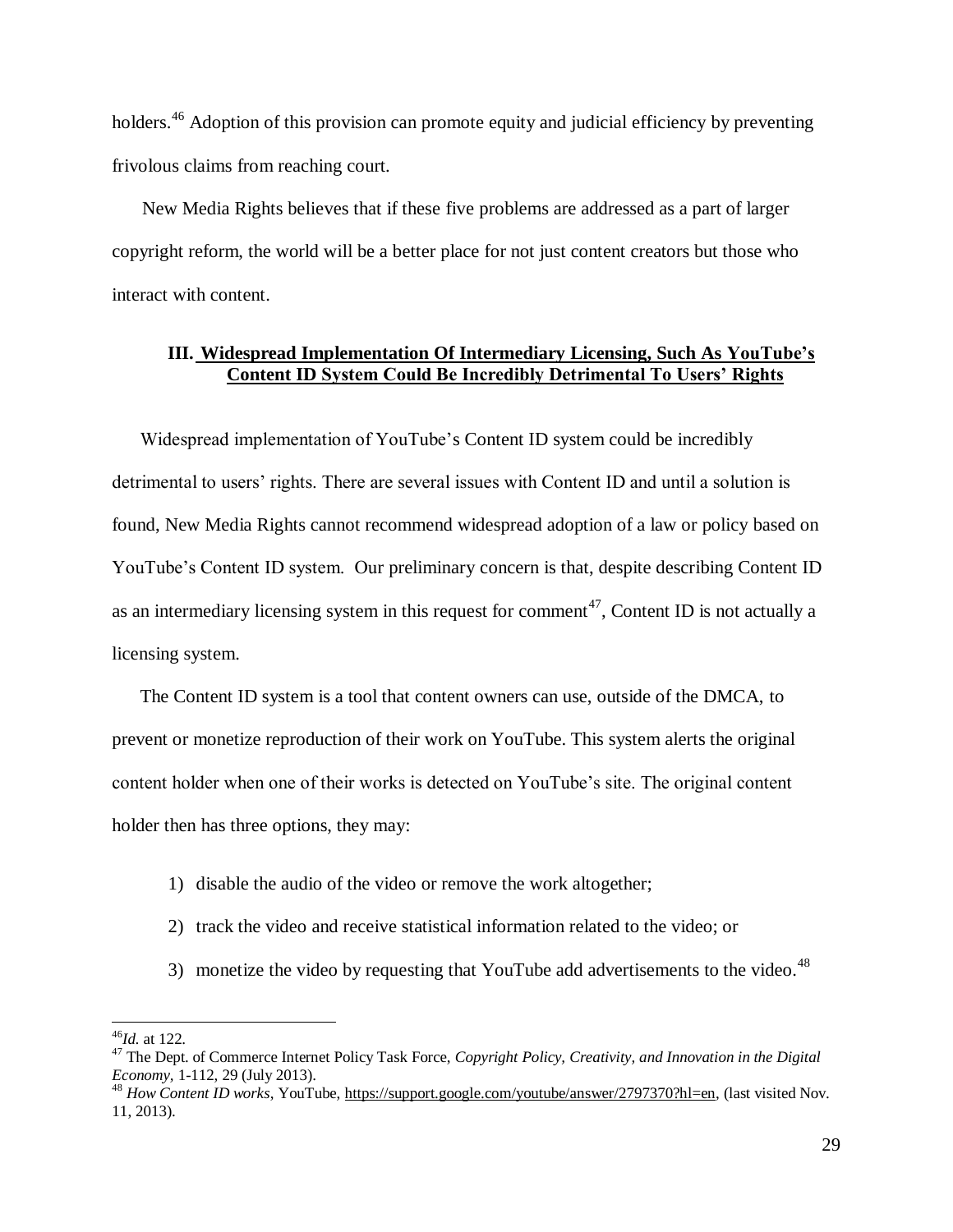holders.[46] Adoption of this provision can promote equity and judicial efficiency by preventing frivolous claims from reaching court.

New Media Rights believes that if these five problems are addressed as a part of larger copyright reform, the world will be a better place for not just content creators but those who interact with content.

### III. Widespread Implementation Of Intermediary Licensing, Such As YouTube's Content ID System Could Be Incredibly Detrimental To Users' Rights

Widespread implementation of YouTube's Content ID system could be incredibly detrimental to users' rights. There are several issues with Content ID and until a solution is found, New Media Rights cannot recommend widespread adoption of a law or policy based on YouTube's Content ID system. Our preliminary concern is that, despite describing Content ID as an intermediary licensing system in this request for comment[47], Content ID is not actually a licensing system.

The Content ID system is a tool that content owners can use, outside of the DMCA, to prevent or monetize reproduction of their work on YouTube. This system alerts the original content holder when one of their works is detected on YouTube's site. The original content holder then has three options, they may:

1) disable the audio of the video or remove the work altogether;
2) track the video and receive statistical information related to the video; or
3) monetize the video by requesting that YouTube add advertisements to the video.[48]

---

[46] *Id.* at 122.

[47] The Dept. of Commerce Internet Policy Task Force, *Copyright Policy, Creativity, and Innovation in the Digital Economy*, 1-112, 29 (July 2013).

[48] *How Content ID works*, YouTube, https://support.google.com/youtube/answer/2797370?hl=en, (last visited Nov. 11, 2013).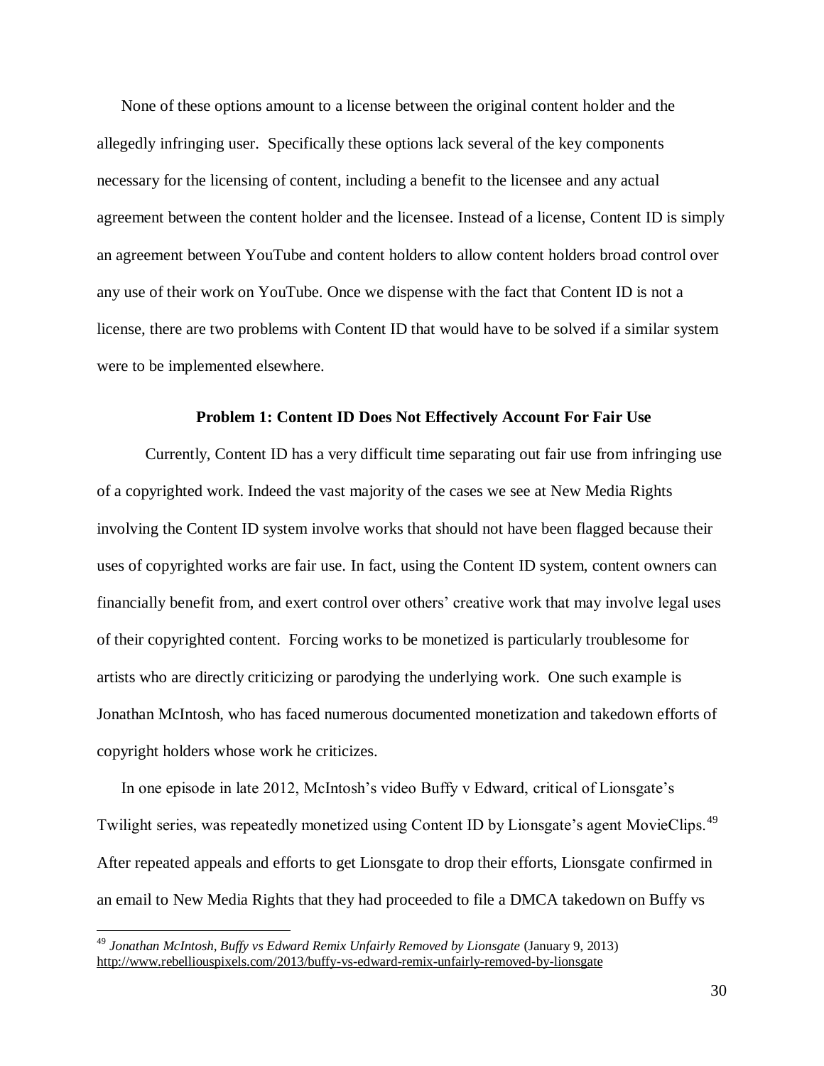None of these options amount to a license between the original content holder and the allegedly infringing user. Specifically these options lack several of the key components necessary for the licensing of content, including a benefit to the licensee and any actual agreement between the content holder and the licensee. Instead of a license, Content ID is simply an agreement between YouTube and content holders to allow content holders broad control over any use of their work on YouTube. Once we dispense with the fact that Content ID is not a license, there are two problems with Content ID that would have to be solved if a similar system were to be implemented elsewhere.

**Problem 1: Content ID Does Not Effectively Account For Fair Use**

Currently, Content ID has a very difficult time separating out fair use from infringing use of a copyrighted work. Indeed the vast majority of the cases we see at New Media Rights involving the Content ID system involve works that should not have been flagged because their uses of copyrighted works are fair use. In fact, using the Content ID system, content owners can financially benefit from, and exert control over others' creative work that may involve legal uses of their copyrighted content. Forcing works to be monetized is particularly troublesome for artists who are directly criticizing or parodying the underlying work. One such example is Jonathan McIntosh, who has faced numerous documented monetization and takedown efforts of copyright holders whose work he criticizes.

In one episode in late 2012, McIntosh's video Buffy v Edward, critical of Lionsgate's Twilight series, was repeatedly monetized using Content ID by Lionsgate's agent MovieClips.[49] After repeated appeals and efforts to get Lionsgate to drop their efforts, Lionsgate confirmed in an email to New Media Rights that they had proceeded to file a DMCA takedown on Buffy vs

---

[49] *Jonathan McIntosh, Buffy vs Edward Remix Unfairly Removed by Lionsgate* (January 9, 2013) http://www.rebelliouspixels.com/2013/buffy-vs-edward-remix-unfairly-removed-by-lionsgate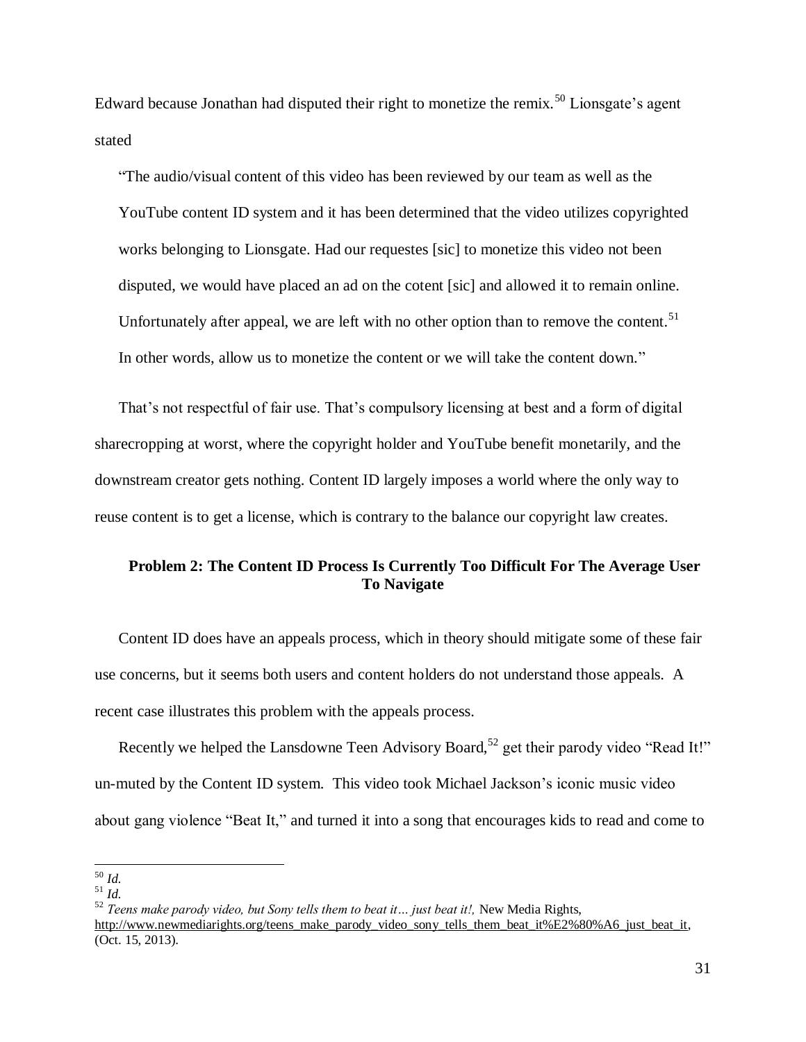Edward because Jonathan had disputed their right to monetize the remix.[50] Lionsgate's agent stated

> "The audio/visual content of this video has been reviewed by our team as well as the YouTube content ID system and it has been determined that the video utilizes copyrighted works belonging to Lionsgate. Had our requestes [sic] to monetize this video not been disputed, we would have placed an ad on the cotent [sic] and allowed it to remain online. Unfortunately after appeal, we are left with no other option than to remove the content.[51] In other words, allow us to monetize the content or we will take the content down."

That's not respectful of fair use. That's compulsory licensing at best and a form of digital sharecropping at worst, where the copyright holder and YouTube benefit monetarily, and the downstream creator gets nothing. Content ID largely imposes a world where the only way to reuse content is to get a license, which is contrary to the balance our copyright law creates.

### Problem 2: The Content ID Process Is Currently Too Difficult For The Average User To Navigate

Content ID does have an appeals process, which in theory should mitigate some of these fair use concerns, but it seems both users and content holders do not understand those appeals. A recent case illustrates this problem with the appeals process.

Recently we helped the Lansdowne Teen Advisory Board,[52] get their parody video "Read It!" un-muted by the Content ID system. This video took Michael Jackson's iconic music video about gang violence "Beat It," and turned it into a song that encourages kids to read and come to

---

[50] *Id.*

[51] *Id.*

[52] *Teens make parody video, but Sony tells them to beat it… just beat it!,* New Media Rights, http://www.newmediarights.org/teens_make_parody_video_sony_tells_them_beat_it%E2%80%A6_just_beat_it, (Oct. 15, 2013).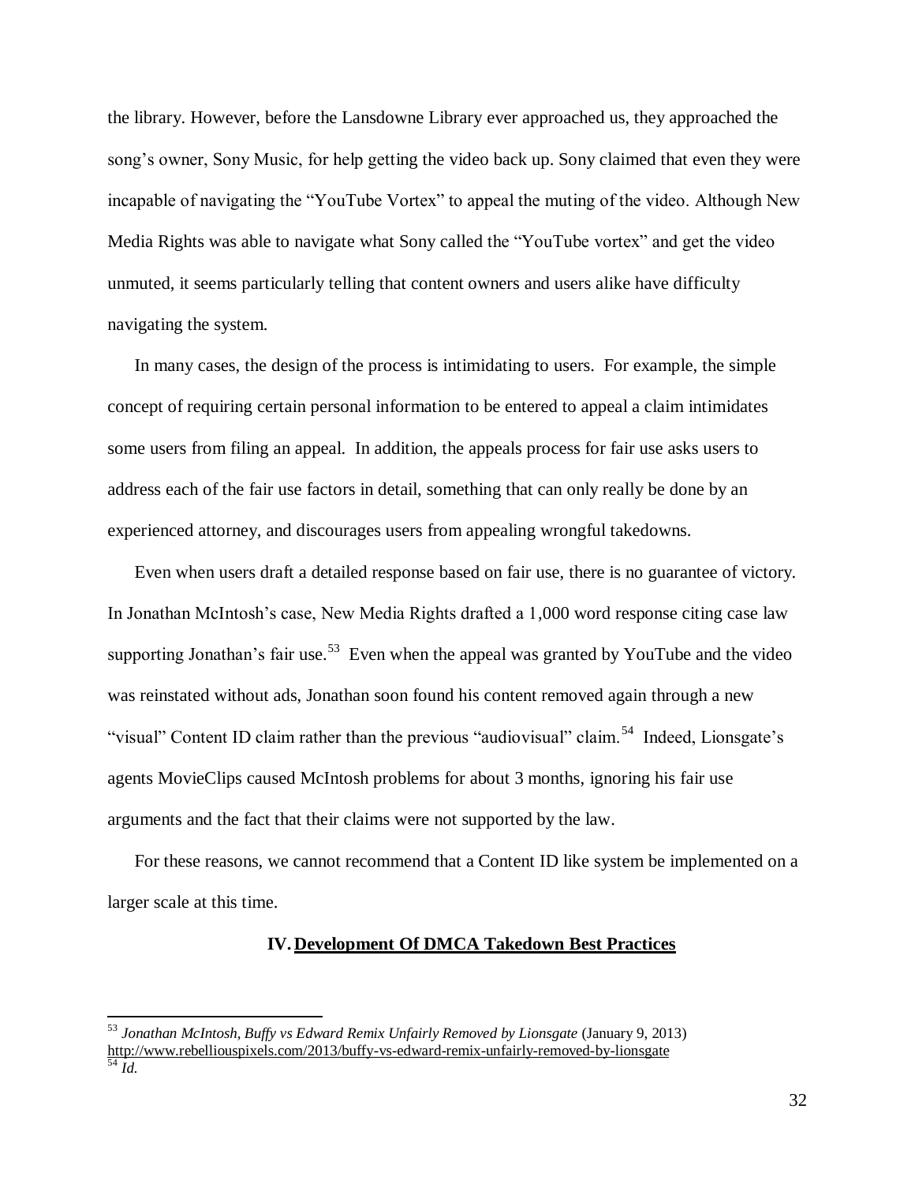the library. However, before the Lansdowne Library ever approached us, they approached the song's owner, Sony Music, for help getting the video back up. Sony claimed that even they were incapable of navigating the "YouTube Vortex" to appeal the muting of the video. Although New Media Rights was able to navigate what Sony called the "YouTube vortex" and get the video unmuted, it seems particularly telling that content owners and users alike have difficulty navigating the system.

In many cases, the design of the process is intimidating to users. For example, the simple concept of requiring certain personal information to be entered to appeal a claim intimidates some users from filing an appeal. In addition, the appeals process for fair use asks users to address each of the fair use factors in detail, something that can only really be done by an experienced attorney, and discourages users from appealing wrongful takedowns.

Even when users draft a detailed response based on fair use, there is no guarantee of victory. In Jonathan McIntosh's case, New Media Rights drafted a 1,000 word response citing case law supporting Jonathan's fair use.[53] Even when the appeal was granted by YouTube and the video was reinstated without ads, Jonathan soon found his content removed again through a new "visual" Content ID claim rather than the previous "audiovisual" claim.[54] Indeed, Lionsgate's agents MovieClips caused McIntosh problems for about 3 months, ignoring his fair use arguments and the fact that their claims were not supported by the law.

For these reasons, we cannot recommend that a Content ID like system be implemented on a larger scale at this time.

## IV. Development Of DMCA Takedown Best Practices

---

[53] *Jonathan McIntosh, Buffy vs Edward Remix Unfairly Removed by Lionsgate* (January 9, 2013) http://www.rebelliouspixels.com/2013/buffy-vs-edward-remix-unfairly-removed-by-lionsgate

[54] *Id.*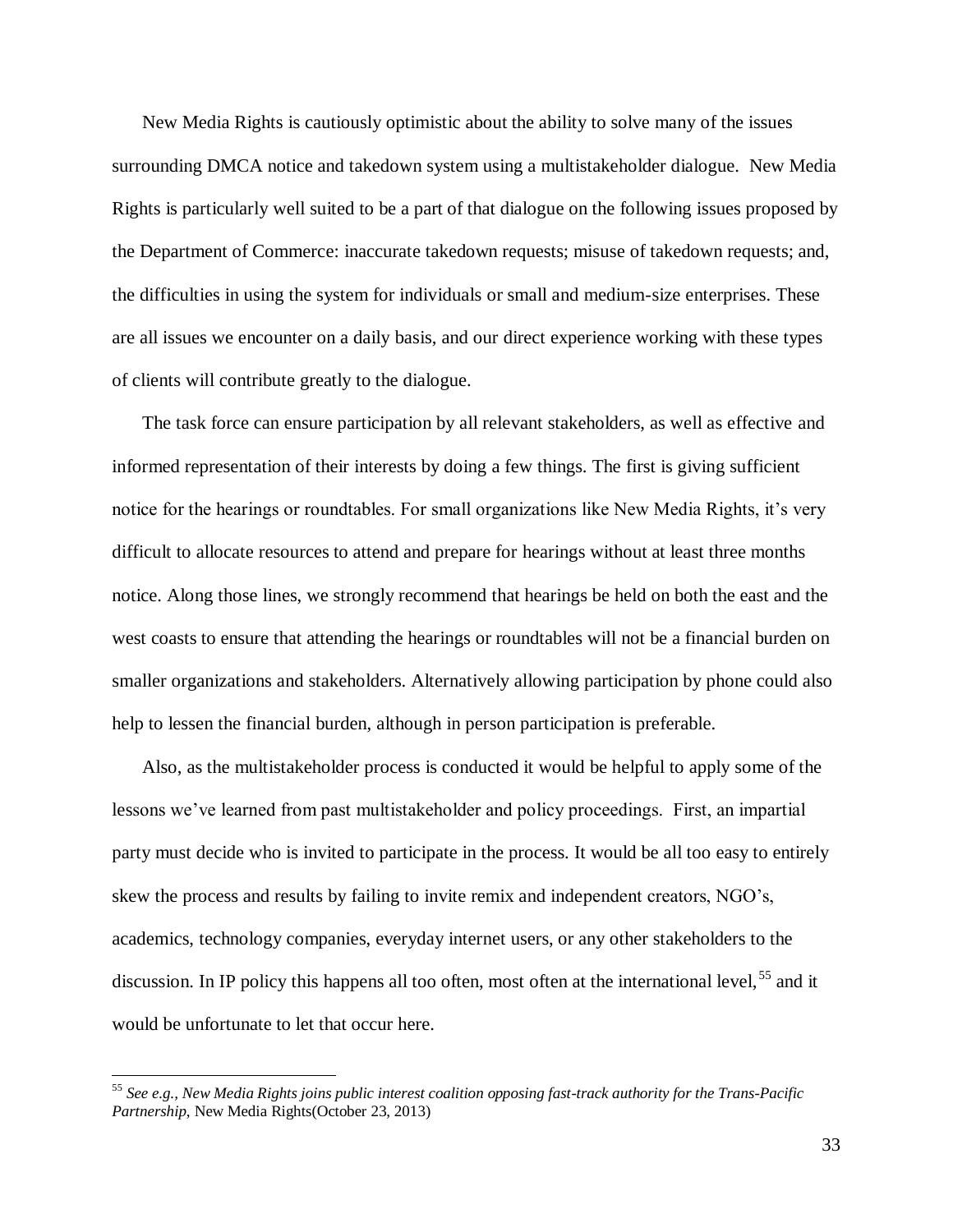New Media Rights is cautiously optimistic about the ability to solve many of the issues surrounding DMCA notice and takedown system using a multistakeholder dialogue. New Media Rights is particularly well suited to be a part of that dialogue on the following issues proposed by the Department of Commerce: inaccurate takedown requests; misuse of takedown requests; and, the difficulties in using the system for individuals or small and medium-size enterprises. These are all issues we encounter on a daily basis, and our direct experience working with these types of clients will contribute greatly to the dialogue.

The task force can ensure participation by all relevant stakeholders, as well as effective and informed representation of their interests by doing a few things. The first is giving sufficient notice for the hearings or roundtables. For small organizations like New Media Rights, it's very difficult to allocate resources to attend and prepare for hearings without at least three months notice. Along those lines, we strongly recommend that hearings be held on both the east and the west coasts to ensure that attending the hearings or roundtables will not be a financial burden on smaller organizations and stakeholders. Alternatively allowing participation by phone could also help to lessen the financial burden, although in person participation is preferable.

Also, as the multistakeholder process is conducted it would be helpful to apply some of the lessons we've learned from past multistakeholder and policy proceedings. First, an impartial party must decide who is invited to participate in the process. It would be all too easy to entirely skew the process and results by failing to invite remix and independent creators, NGO's, academics, technology companies, everyday internet users, or any other stakeholders to the discussion. In IP policy this happens all too often, most often at the international level,[55] and it would be unfortunate to let that occur here.

---

[55] *See e.g., New Media Rights joins public interest coalition opposing fast-track authority for the Trans-Pacific Partnership*, New Media Rights(October 23, 2013)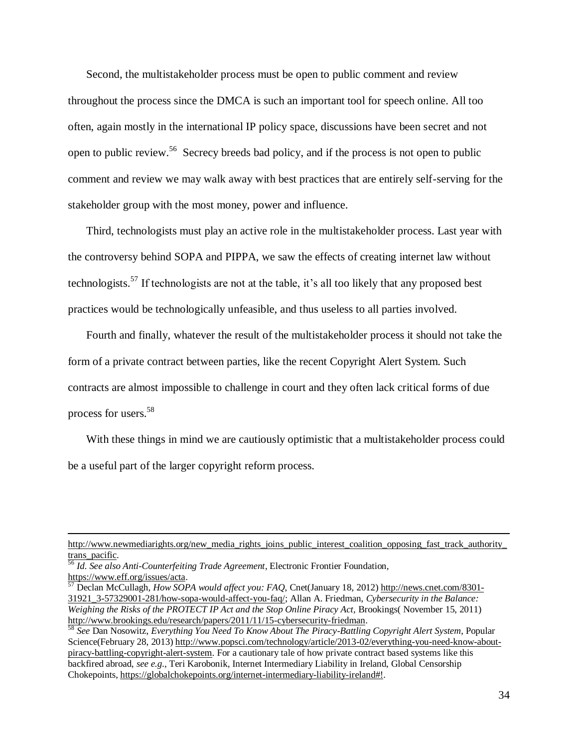Second, the multistakeholder process must be open to public comment and review throughout the process since the DMCA is such an important tool for speech online. All too often, again mostly in the international IP policy space, discussions have been secret and not open to public review.[56] Secrecy breeds bad policy, and if the process is not open to public comment and review we may walk away with best practices that are entirely self-serving for the stakeholder group with the most money, power and influence.

Third, technologists must play an active role in the multistakeholder process. Last year with the controversy behind SOPA and PIPPA, we saw the effects of creating internet law without technologists.[57] If technologists are not at the table, it's all too likely that any proposed best practices would be technologically unfeasible, and thus useless to all parties involved.

Fourth and finally, whatever the result of the multistakeholder process it should not take the form of a private contract between parties, like the recent Copyright Alert System. Such contracts are almost impossible to challenge in court and they often lack critical forms of due process for users.[58]

With these things in mind we are cautiously optimistic that a multistakeholder process could be a useful part of the larger copyright reform process.

---

http://www.newmediarights.org/new_media_rights_joins_public_interest_coalition_opposing_fast_track_authority_trans_pacific.

[56] *Id. See also Anti-Counterfeiting Trade Agreement*, Electronic Frontier Foundation, https://www.eff.org/issues/acta.

[57] Declan McCullagh, *How SOPA would affect you: FAQ*, Cnet(January 18, 2012) http://news.cnet.com/8301-31921_3-57329001-281/how-sopa-would-affect-you-faq/; Allan A. Friedman, *Cybersecurity in the Balance: Weighing the Risks of the PROTECT IP Act and the Stop Online Piracy Act*, Brookings( November 15, 2011) http://www.brookings.edu/research/papers/2011/11/15-cybersecurity-friedman.

[58] *See* Dan Nosowitz, *Everything You Need To Know About The Piracy-Battling Copyright Alert System*, Popular Science(February 28, 2013) http://www.popsci.com/technology/article/2013-02/everything-you-need-know-about-piracy-battling-copyright-alert-system. For a cautionary tale of how private contract based systems like this backfired abroad, *see e.g.*, Teri Karobonik, Internet Intermediary Liability in Ireland, Global Censorship Chokepoints, https://globalchokepoints.org/internet-intermediary-liability-ireland#!.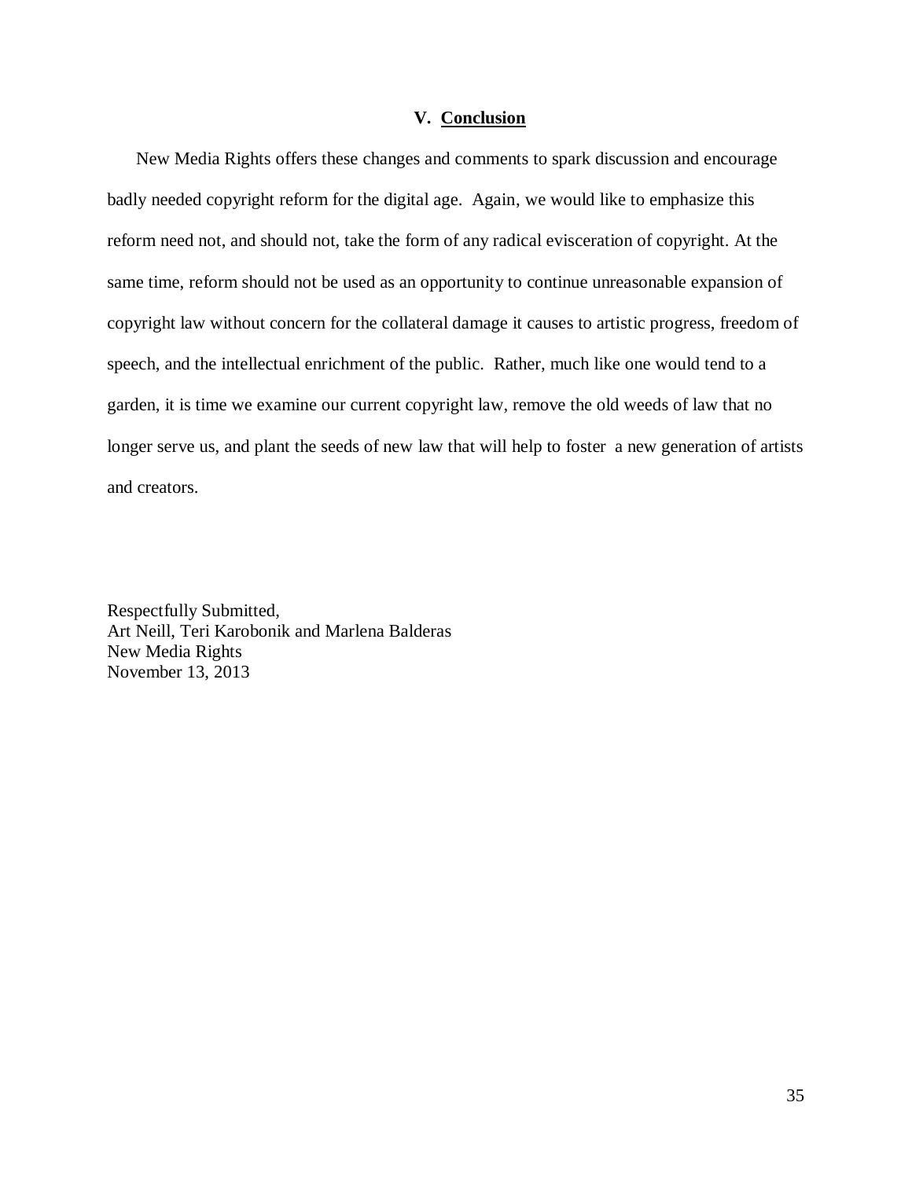## V. Conclusion

New Media Rights offers these changes and comments to spark discussion and encourage badly needed copyright reform for the digital age. Again, we would like to emphasize this reform need not, and should not, take the form of any radical evisceration of copyright. At the same time, reform should not be used as an opportunity to continue unreasonable expansion of copyright law without concern for the collateral damage it causes to artistic progress, freedom of speech, and the intellectual enrichment of the public. Rather, much like one would tend to a garden, it is time we examine our current copyright law, remove the old weeds of law that no longer serve us, and plant the seeds of new law that will help to foster a new generation of artists and creators.

Respectfully Submitted,
Art Neill, Teri Karobonik and Marlena Balderas
New Media Rights
November 13, 2013